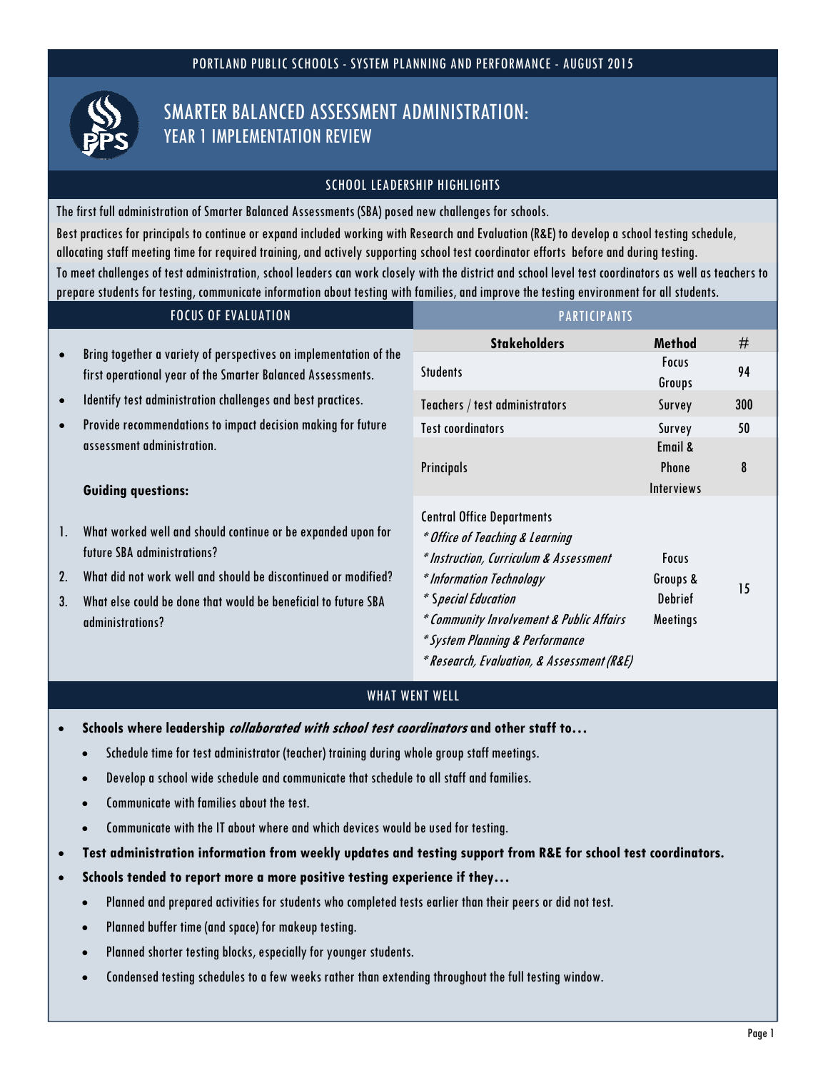PORTLAND PUBLIC SCHOOLS - SYSTEM PLANNING AND PERFORMANCE - AUGUST 2015

# SMARTER BALANCED ASSESSMENT ADMINISTRATION: YEAR 1 IMPLEMENTATION REVIEW

## SCHOOL LEADERSHIP HIGHLIGHTS

The first full administration of Smarter Balanced Assessments (SBA) posed new challenges for schools.

Best practices for principals to continue or expand included working with Research and Evaluation (R&E) to develop a school testing schedule, allocating staff meeting time for required training, and actively supporting school test coordinator efforts before and during testing.

To meet challenges of test administration, school leaders can work closely with the district and school level test coordinators as well as teachers to prepare students for testing, communicate information about testing with families, and improve the testing environment for all students.

## FOCUS OF EVALUATION

- Bring together a variety of perspectives on implementation of the first operational year of the Smarter Balanced Assessments.
- Identify test administration challenges and best practices.
- Provide recommendations to impact decision making for future assessment administration.

**Guiding questions:**

1. What worked well and should continue or be expanded upon for future SBA administrations?
2. What did not work well and should be discontinued or modified?
3. What else could be done that would be beneficial to future SBA administrations?

## PARTICIPANTS

| Stakeholders | Method | # |
|---|---|---|
| Students | Focus Groups | 94 |
| Teachers / test administrators | Survey | 300 |
| Test coordinators | Survey | 50 |
| Principals | Email & Phone Interviews | 8 |
| Central Office Departments<br>*\* Office of Teaching & Learning*<br>*\* Instruction, Curriculum & Assessment*<br>*\* Information Technology*<br>*\* Special Education*<br>*\* Community Involvement & Public Affairs*<br>*\* System Planning & Performance*<br>*\* Research, Evaluation, & Assessment (R&E)* | Focus Groups & Debrief Meetings | 15 |

## WHAT WENT WELL

- **Schools where leadership *collaborated with school test coordinators* and other staff to…**
  - Schedule time for test administrator (teacher) training during whole group staff meetings.
  - Develop a school wide schedule and communicate that schedule to all staff and families.
  - Communicate with families about the test.
  - Communicate with the IT about where and which devices would be used for testing.
- **Test administration information from weekly updates and testing support from R&E for school test coordinators.**
- **Schools tended to report more a more positive testing experience if they…**
  - Planned and prepared activities for students who completed tests earlier than their peers or did not test.
  - Planned buffer time (and space) for makeup testing.
  - Planned shorter testing blocks, especially for younger students.
  - Condensed testing schedules to a few weeks rather than extending throughout the full testing window.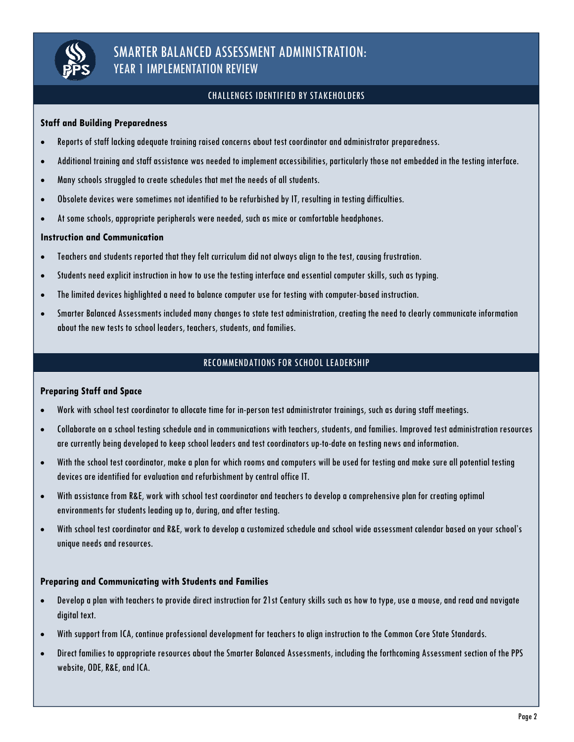# SMARTER BALANCED ASSESSMENT ADMINISTRATION: YEAR 1 IMPLEMENTATION REVIEW

## CHALLENGES IDENTIFIED BY STAKEHOLDERS

### Staff and Building Preparedness

- Reports of staff lacking adequate training raised concerns about test coordinator and administrator preparedness.
- Additional training and staff assistance was needed to implement accessibilities, particularly those not embedded in the testing interface.
- Many schools struggled to create schedules that met the needs of all students.
- Obsolete devices were sometimes not identified to be refurbished by IT, resulting in testing difficulties.
- At some schools, appropriate peripherals were needed, such as mice or comfortable headphones.

### Instruction and Communication

- Teachers and students reported that they felt curriculum did not always align to the test, causing frustration.
- Students need explicit instruction in how to use the testing interface and essential computer skills, such as typing.
- The limited devices highlighted a need to balance computer use for testing with computer-based instruction.
- Smarter Balanced Assessments included many changes to state test administration, creating the need to clearly communicate information about the new tests to school leaders, teachers, students, and families.

## RECOMMENDATIONS FOR SCHOOL LEADERSHIP

### Preparing Staff and Space

- Work with school test coordinator to allocate time for in-person test administrator trainings, such as during staff meetings.
- Collaborate on a school testing schedule and in communications with teachers, students, and families. Improved test administration resources are currently being developed to keep school leaders and test coordinators up-to-date on testing news and information.
- With the school test coordinator, make a plan for which rooms and computers will be used for testing and make sure all potential testing devices are identified for evaluation and refurbishment by central office IT.
- With assistance from R&E, work with school test coordinator and teachers to develop a comprehensive plan for creating optimal environments for students leading up to, during, and after testing.
- With school test coordinator and R&E, work to develop a customized schedule and school wide assessment calendar based on your school's unique needs and resources.

### Preparing and Communicating with Students and Families

- Develop a plan with teachers to provide direct instruction for 21st Century skills such as how to type, use a mouse, and read and navigate digital text.
- With support from ICA, continue professional development for teachers to align instruction to the Common Core State Standards.
- Direct families to appropriate resources about the Smarter Balanced Assessments, including the forthcoming Assessment section of the PPS website, ODE, R&E, and ICA.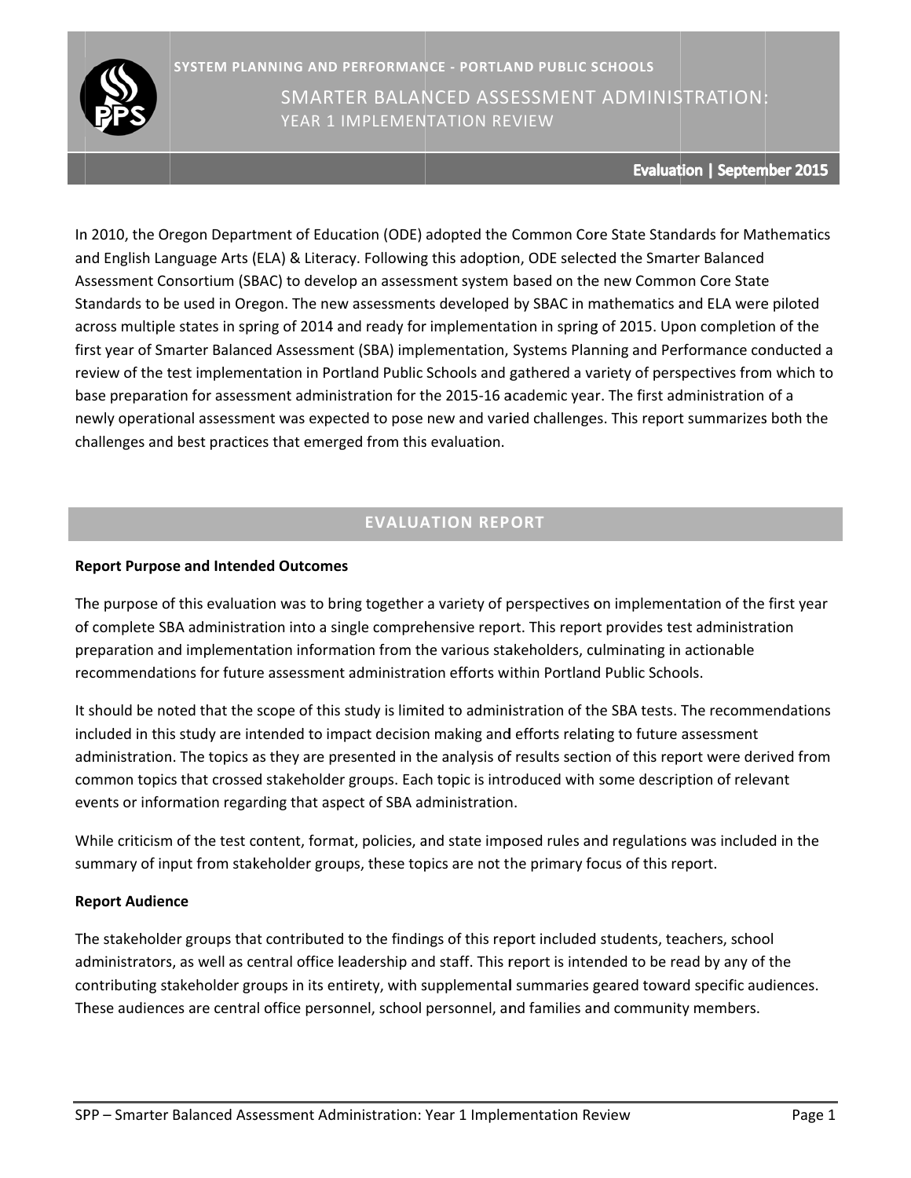SYSTEM PLANNING AND PERFORMANCE - PORTLAND PUBLIC SCHOOLS

# SMARTER BALANCED ASSESSMENT ADMINISTRATION: YEAR 1 IMPLEMENTATION REVIEW

**Evaluation | September 2015**

In 2010, the Oregon Department of Education (ODE) adopted the Common Core State Standards for Mathematics and English Language Arts (ELA) & Literacy. Following this adoption, ODE selected the Smarter Balanced Assessment Consortium (SBAC) to develop an assessment system based on the new Common Core State Standards to be used in Oregon. The new assessments developed by SBAC in mathematics and ELA were piloted across multiple states in spring of 2014 and ready for implementation in spring of 2015. Upon completion of the first year of Smarter Balanced Assessment (SBA) implementation, Systems Planning and Performance conducted a review of the test implementation in Portland Public Schools and gathered a variety of perspectives from which to base preparation for assessment administration for the 2015-16 academic year. The first administration of a newly operational assessment was expected to pose new and varied challenges. This report summarizes both the challenges and best practices that emerged from this evaluation.

## EVALUATION REPORT

**Report Purpose and Intended Outcomes**

The purpose of this evaluation was to bring together a variety of perspectives on implementation of the first year of complete SBA administration into a single comprehensive report. This report provides test administration preparation and implementation information from the various stakeholders, culminating in actionable recommendations for future assessment administration efforts within Portland Public Schools.

It should be noted that the scope of this study is limited to administration of the SBA tests. The recommendations included in this study are intended to impact decision making and efforts relating to future assessment administration. The topics as they are presented in the analysis of results section of this report were derived from common topics that crossed stakeholder groups. Each topic is introduced with some description of relevant events or information regarding that aspect of SBA administration.

While criticism of the test content, format, policies, and state imposed rules and regulations was included in the summary of input from stakeholder groups, these topics are not the primary focus of this report.

**Report Audience**

The stakeholder groups that contributed to the findings of this report included students, teachers, school administrators, as well as central office leadership and staff. This report is intended to be read by any of the contributing stakeholder groups in its entirety, with supplemental summaries geared toward specific audiences. These audiences are central office personnel, school personnel, and families and community members.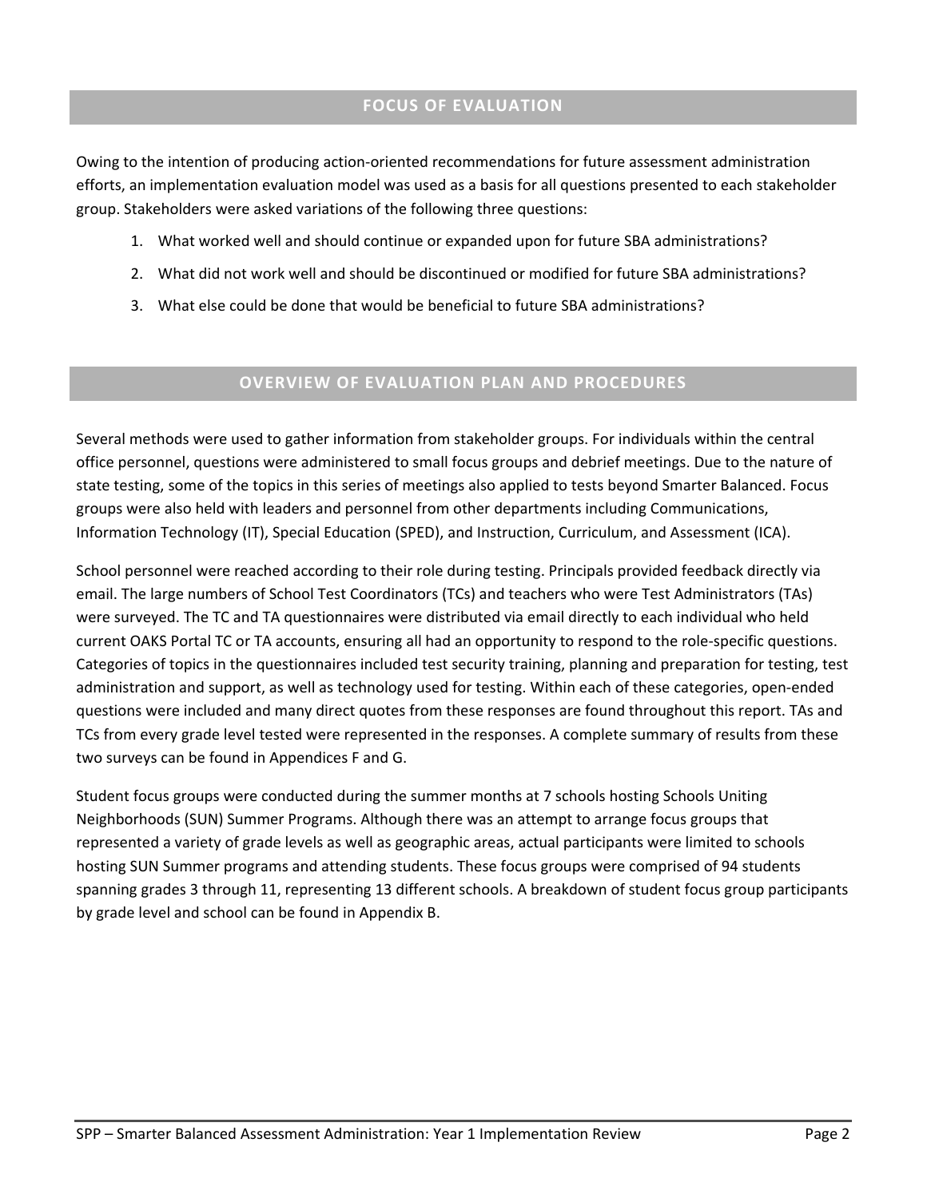## FOCUS OF EVALUATION

Owing to the intention of producing action-oriented recommendations for future assessment administration efforts, an implementation evaluation model was used as a basis for all questions presented to each stakeholder group. Stakeholders were asked variations of the following three questions:

1. What worked well and should continue or expanded upon for future SBA administrations?
2. What did not work well and should be discontinued or modified for future SBA administrations?
3. What else could be done that would be beneficial to future SBA administrations?

## OVERVIEW OF EVALUATION PLAN AND PROCEDURES

Several methods were used to gather information from stakeholder groups. For individuals within the central office personnel, questions were administered to small focus groups and debrief meetings. Due to the nature of state testing, some of the topics in this series of meetings also applied to tests beyond Smarter Balanced. Focus groups were also held with leaders and personnel from other departments including Communications, Information Technology (IT), Special Education (SPED), and Instruction, Curriculum, and Assessment (ICA).

School personnel were reached according to their role during testing. Principals provided feedback directly via email. The large numbers of School Test Coordinators (TCs) and teachers who were Test Administrators (TAs) were surveyed. The TC and TA questionnaires were distributed via email directly to each individual who held current OAKS Portal TC or TA accounts, ensuring all had an opportunity to respond to the role-specific questions. Categories of topics in the questionnaires included test security training, planning and preparation for testing, test administration and support, as well as technology used for testing. Within each of these categories, open-ended questions were included and many direct quotes from these responses are found throughout this report. TAs and TCs from every grade level tested were represented in the responses. A complete summary of results from these two surveys can be found in Appendices F and G.

Student focus groups were conducted during the summer months at 7 schools hosting Schools Uniting Neighborhoods (SUN) Summer Programs. Although there was an attempt to arrange focus groups that represented a variety of grade levels as well as geographic areas, actual participants were limited to schools hosting SUN Summer programs and attending students. These focus groups were comprised of 94 students spanning grades 3 through 11, representing 13 different schools. A breakdown of student focus group participants by grade level and school can be found in Appendix B.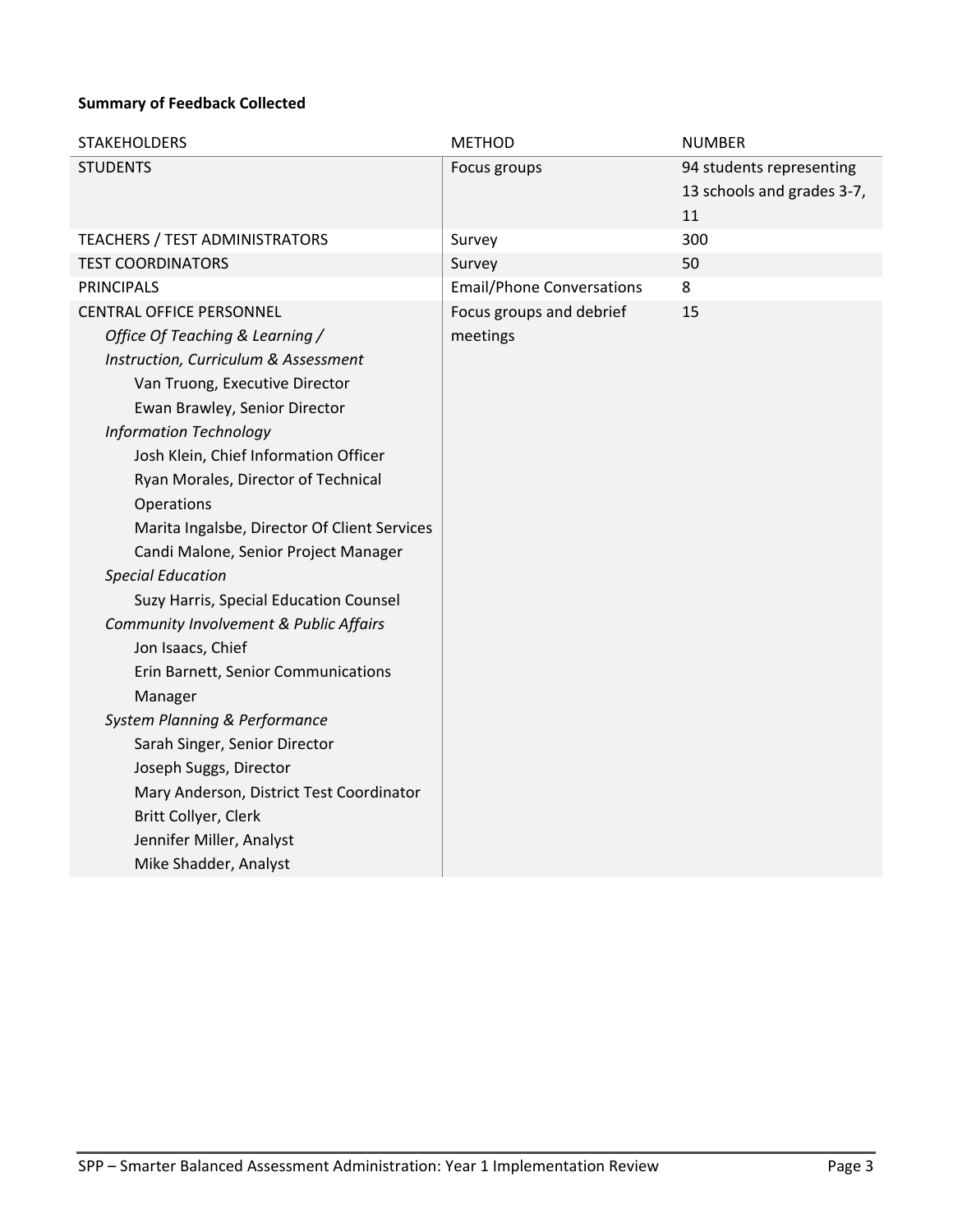**Summary of Feedback Collected**

| STAKEHOLDERS | METHOD | NUMBER |
|---|---|---|
| STUDENTS | Focus groups | 94 students representing 13 schools and grades 3-7, 11 |
| TEACHERS / TEST ADMINISTRATORS | Survey | 300 |
| TEST COORDINATORS | Survey | 50 |
| PRINCIPALS | Email/Phone Conversations | 8 |
| CENTRAL OFFICE PERSONNEL<br>*Office Of Teaching & Learning / Instruction, Curriculum & Assessment*<br>Van Truong, Executive Director<br>Ewan Brawley, Senior Director<br>*Information Technology*<br>Josh Klein, Chief Information Officer<br>Ryan Morales, Director of Technical Operations<br>Marita Ingalsbe, Director Of Client Services<br>Candi Malone, Senior Project Manager<br>*Special Education*<br>Suzy Harris, Special Education Counsel<br>*Community Involvement & Public Affairs*<br>Jon Isaacs, Chief<br>Erin Barnett, Senior Communications Manager<br>*System Planning & Performance*<br>Sarah Singer, Senior Director<br>Joseph Suggs, Director<br>Mary Anderson, District Test Coordinator<br>Britt Collyer, Clerk<br>Jennifer Miller, Analyst<br>Mike Shadder, Analyst | Focus groups and debrief meetings | 15 |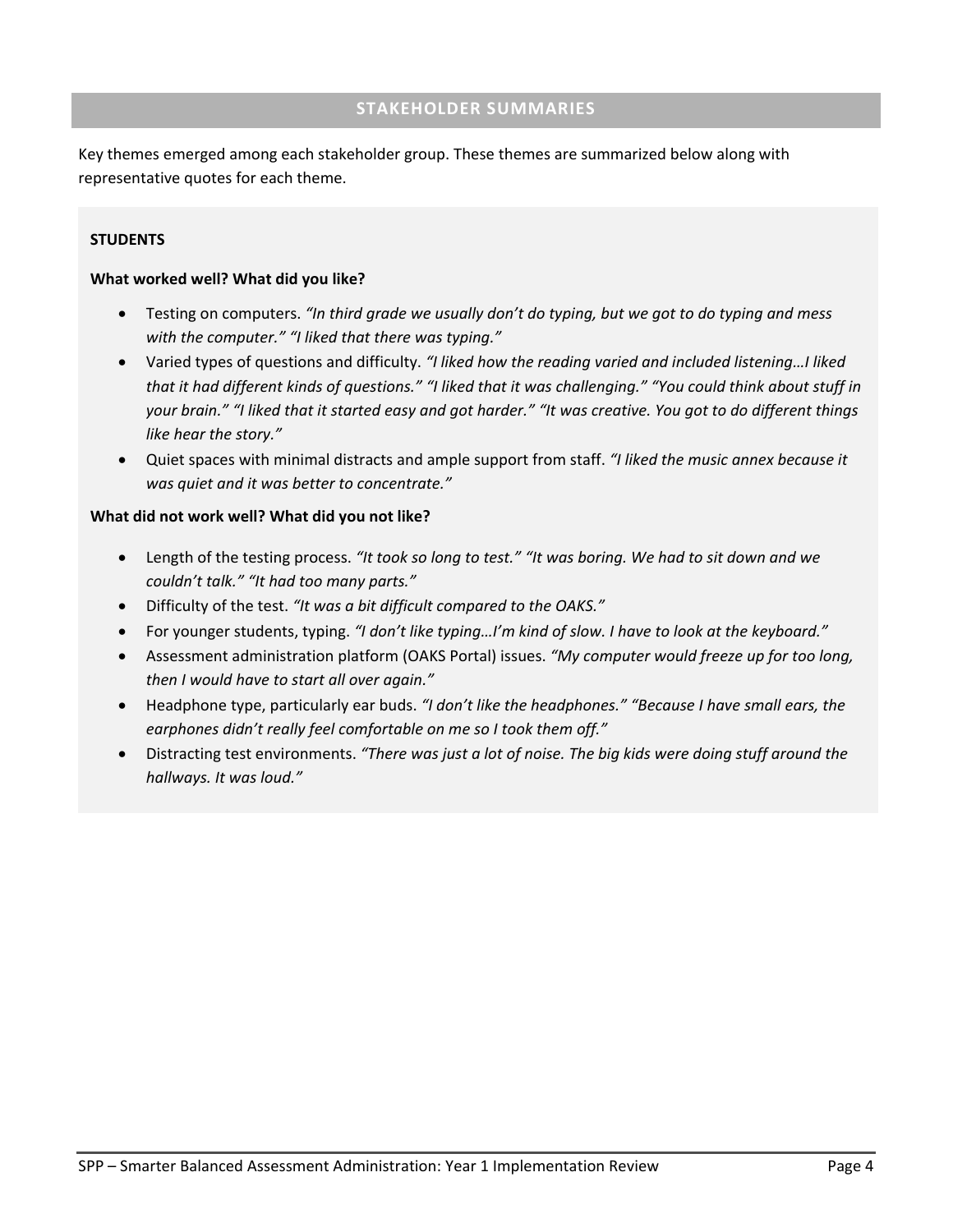## STAKEHOLDER SUMMARIES

Key themes emerged among each stakeholder group. These themes are summarized below along with representative quotes for each theme.

### STUDENTS

**What worked well? What did you like?**

- Testing on computers. *"In third grade we usually don't do typing, but we got to do typing and mess with the computer." "I liked that there was typing."*
- Varied types of questions and difficulty. *"I liked how the reading varied and included listening…I liked that it had different kinds of questions." "I liked that it was challenging." "You could think about stuff in your brain." "I liked that it started easy and got harder." "It was creative. You got to do different things like hear the story."*
- Quiet spaces with minimal distracts and ample support from staff. *"I liked the music annex because it was quiet and it was better to concentrate."*

**What did not work well? What did you not like?**

- Length of the testing process. *"It took so long to test." "It was boring. We had to sit down and we couldn't talk." "It had too many parts."*
- Difficulty of the test. *"It was a bit difficult compared to the OAKS."*
- For younger students, typing. *"I don't like typing…I'm kind of slow. I have to look at the keyboard."*
- Assessment administration platform (OAKS Portal) issues. *"My computer would freeze up for too long, then I would have to start all over again."*
- Headphone type, particularly ear buds. *"I don't like the headphones." "Because I have small ears, the earphones didn't really feel comfortable on me so I took them off."*
- Distracting test environments. *"There was just a lot of noise. The big kids were doing stuff around the hallways. It was loud."*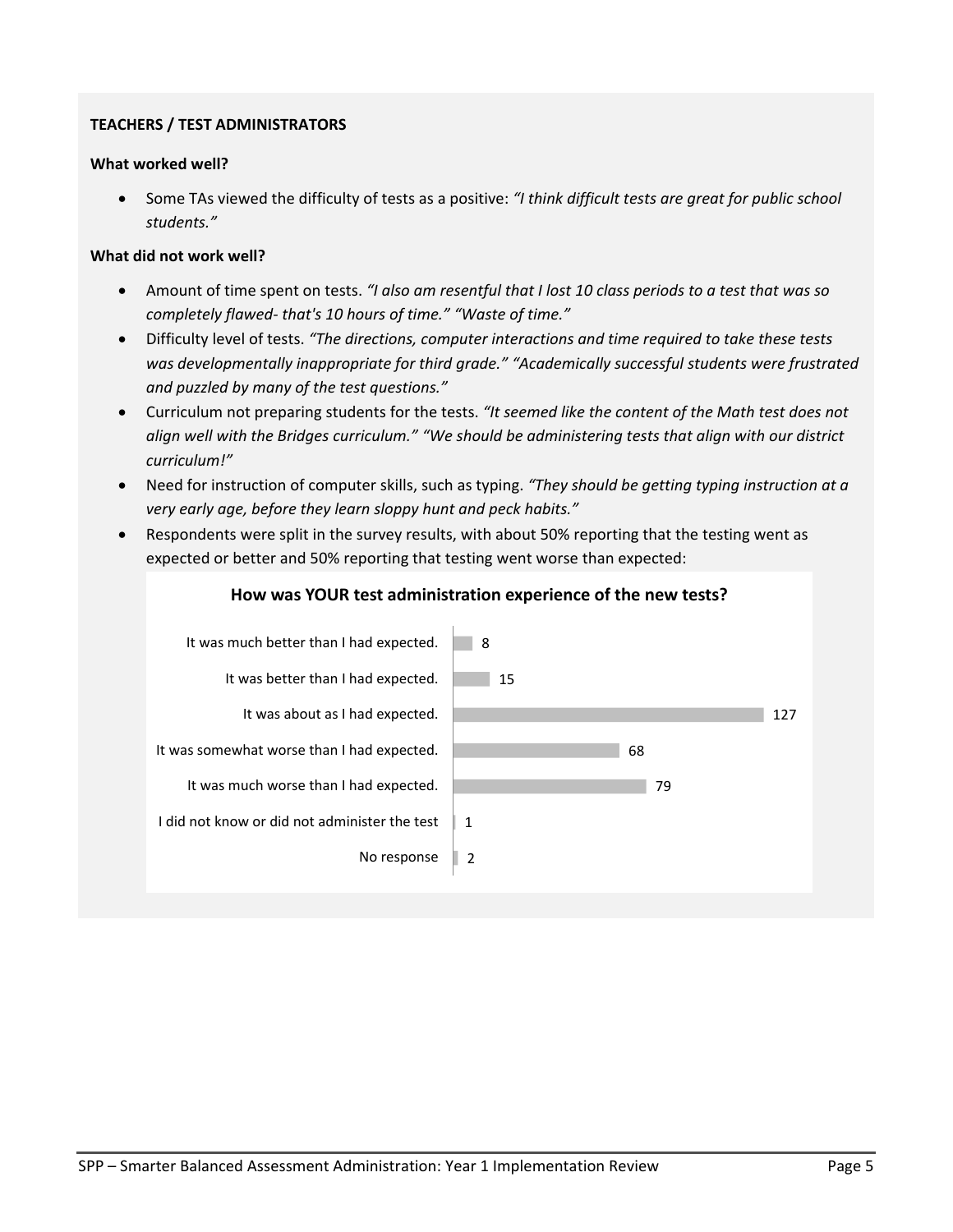**TEACHERS / TEST ADMINISTRATORS**

**What worked well?**

- Some TAs viewed the difficulty of tests as a positive: *"I think difficult tests are great for public school students."*

**What did not work well?**

- Amount of time spent on tests. *"I also am resentful that I lost 10 class periods to a test that was so completely flawed- that's 10 hours of time." "Waste of time."*
- Difficulty level of tests. *"The directions, computer interactions and time required to take these tests was developmentally inappropriate for third grade." "Academically successful students were frustrated and puzzled by many of the test questions."*
- Curriculum not preparing students for the tests. *"It seemed like the content of the Math test does not align well with the Bridges curriculum." "We should be administering tests that align with our district curriculum!"*
- Need for instruction of computer skills, such as typing. *"They should be getting typing instruction at a very early age, before they learn sloppy hunt and peck habits."*
- Respondents were split in the survey results, with about 50% reporting that the testing went as expected or better and 50% reporting that testing went worse than expected:

**How was YOUR test administration experience of the new tests?**

| Response | Count |
| --- | --- |
| It was much better than I had expected. | 8 |
| It was better than I had expected. | 15 |
| It was about as I had expected. | 127 |
| It was somewhat worse than I had expected. | 68 |
| It was much worse than I had expected. | 79 |
| I did not know or did not administer the test | 1 |
| No response | 2 |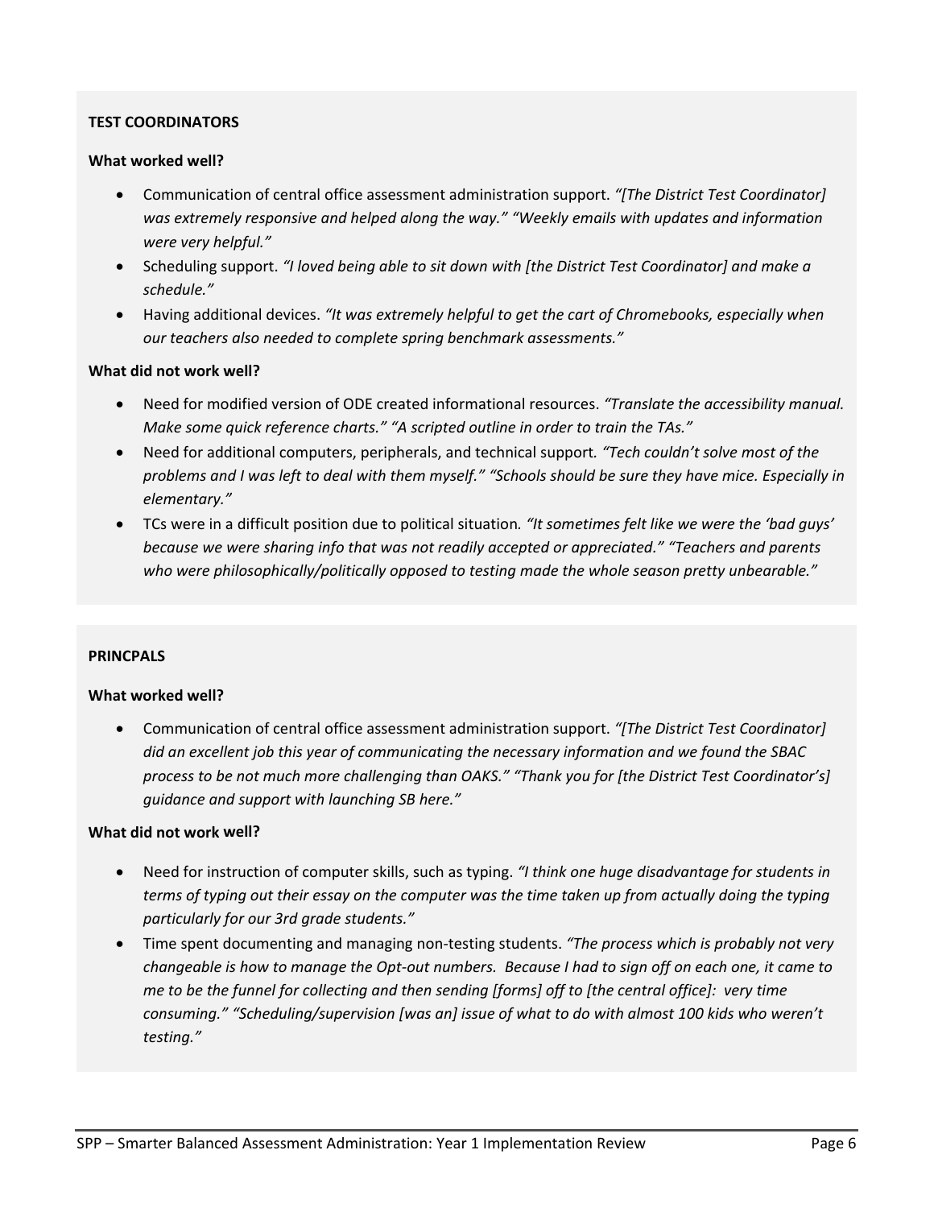**TEST COORDINATORS**

**What worked well?**

- Communication of central office assessment administration support. *"[The District Test Coordinator] was extremely responsive and helped along the way." "Weekly emails with updates and information were very helpful."*
- Scheduling support. *"I loved being able to sit down with [the District Test Coordinator] and make a schedule."*
- Having additional devices. *"It was extremely helpful to get the cart of Chromebooks, especially when our teachers also needed to complete spring benchmark assessments."*

**What did not work well?**

- Need for modified version of ODE created informational resources. *"Translate the accessibility manual. Make some quick reference charts." "A scripted outline in order to train the TAs."*
- Need for additional computers, peripherals, and technical support. *"Tech couldn't solve most of the problems and I was left to deal with them myself." "Schools should be sure they have mice. Especially in elementary."*
- TCs were in a difficult position due to political situation. *"It sometimes felt like we were the 'bad guys' because we were sharing info that was not readily accepted or appreciated." "Teachers and parents who were philosophically/politically opposed to testing made the whole season pretty unbearable."*

**PRINCPALS**

**What worked well?**

- Communication of central office assessment administration support. *"[The District Test Coordinator] did an excellent job this year of communicating the necessary information and we found the SBAC process to be not much more challenging than OAKS." "Thank you for [the District Test Coordinator's] guidance and support with launching SB here."*

**What did not work well?**

- Need for instruction of computer skills, such as typing. *"I think one huge disadvantage for students in terms of typing out their essay on the computer was the time taken up from actually doing the typing particularly for our 3rd grade students."*
- Time spent documenting and managing non-testing students. *"The process which is probably not very changeable is how to manage the Opt-out numbers. Because I had to sign off on each one, it came to me to be the funnel for collecting and then sending [forms] off to [the central office]: very time consuming." "Scheduling/supervision [was an] issue of what to do with almost 100 kids who weren't testing."*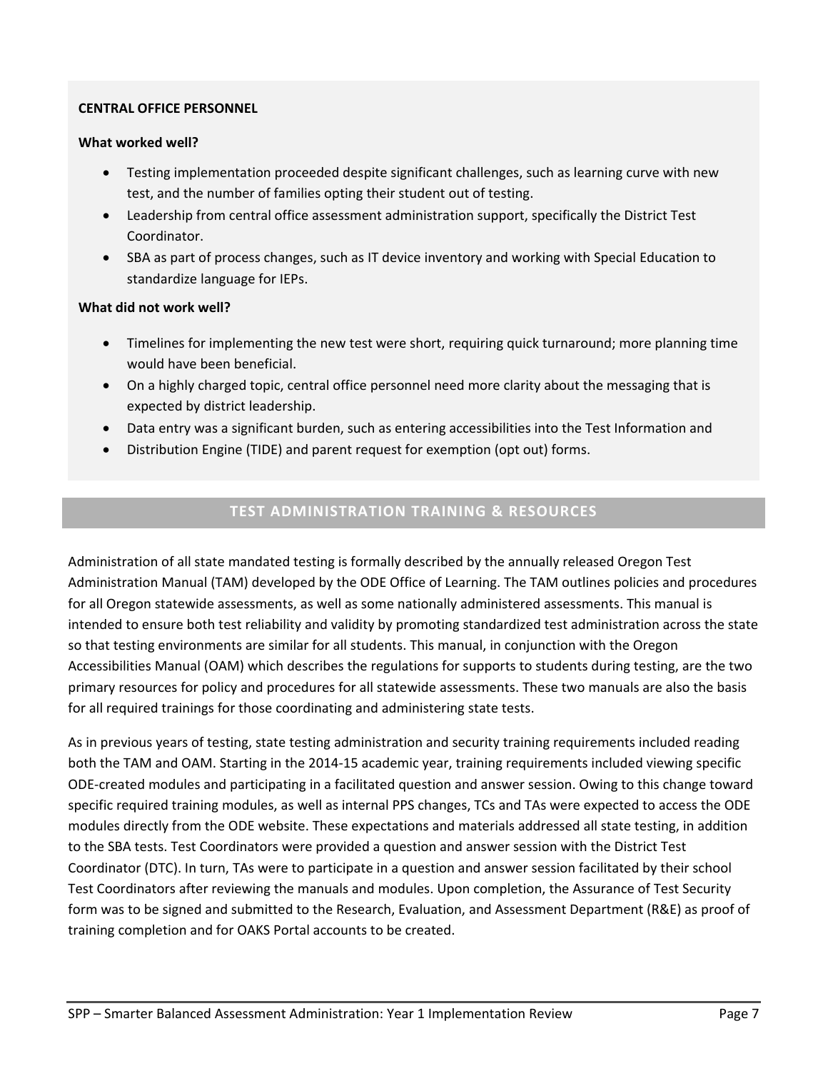**CENTRAL OFFICE PERSONNEL**

**What worked well?**

- Testing implementation proceeded despite significant challenges, such as learning curve with new test, and the number of families opting their student out of testing.
- Leadership from central office assessment administration support, specifically the District Test Coordinator.
- SBA as part of process changes, such as IT device inventory and working with Special Education to standardize language for IEPs.

**What did not work well?**

- Timelines for implementing the new test were short, requiring quick turnaround; more planning time would have been beneficial.
- On a highly charged topic, central office personnel need more clarity about the messaging that is expected by district leadership.
- Data entry was a significant burden, such as entering accessibilities into the Test Information and
- Distribution Engine (TIDE) and parent request for exemption (opt out) forms.

## TEST ADMINISTRATION TRAINING & RESOURCES

Administration of all state mandated testing is formally described by the annually released Oregon Test Administration Manual (TAM) developed by the ODE Office of Learning. The TAM outlines policies and procedures for all Oregon statewide assessments, as well as some nationally administered assessments. This manual is intended to ensure both test reliability and validity by promoting standardized test administration across the state so that testing environments are similar for all students. This manual, in conjunction with the Oregon Accessibilities Manual (OAM) which describes the regulations for supports to students during testing, are the two primary resources for policy and procedures for all statewide assessments. These two manuals are also the basis for all required trainings for those coordinating and administering state tests.

As in previous years of testing, state testing administration and security training requirements included reading both the TAM and OAM. Starting in the 2014-15 academic year, training requirements included viewing specific ODE-created modules and participating in a facilitated question and answer session. Owing to this change toward specific required training modules, as well as internal PPS changes, TCs and TAs were expected to access the ODE modules directly from the ODE website. These expectations and materials addressed all state testing, in addition to the SBA tests. Test Coordinators were provided a question and answer session with the District Test Coordinator (DTC). In turn, TAs were to participate in a question and answer session facilitated by their school Test Coordinators after reviewing the manuals and modules. Upon completion, the Assurance of Test Security form was to be signed and submitted to the Research, Evaluation, and Assessment Department (R&E) as proof of training completion and for OAKS Portal accounts to be created.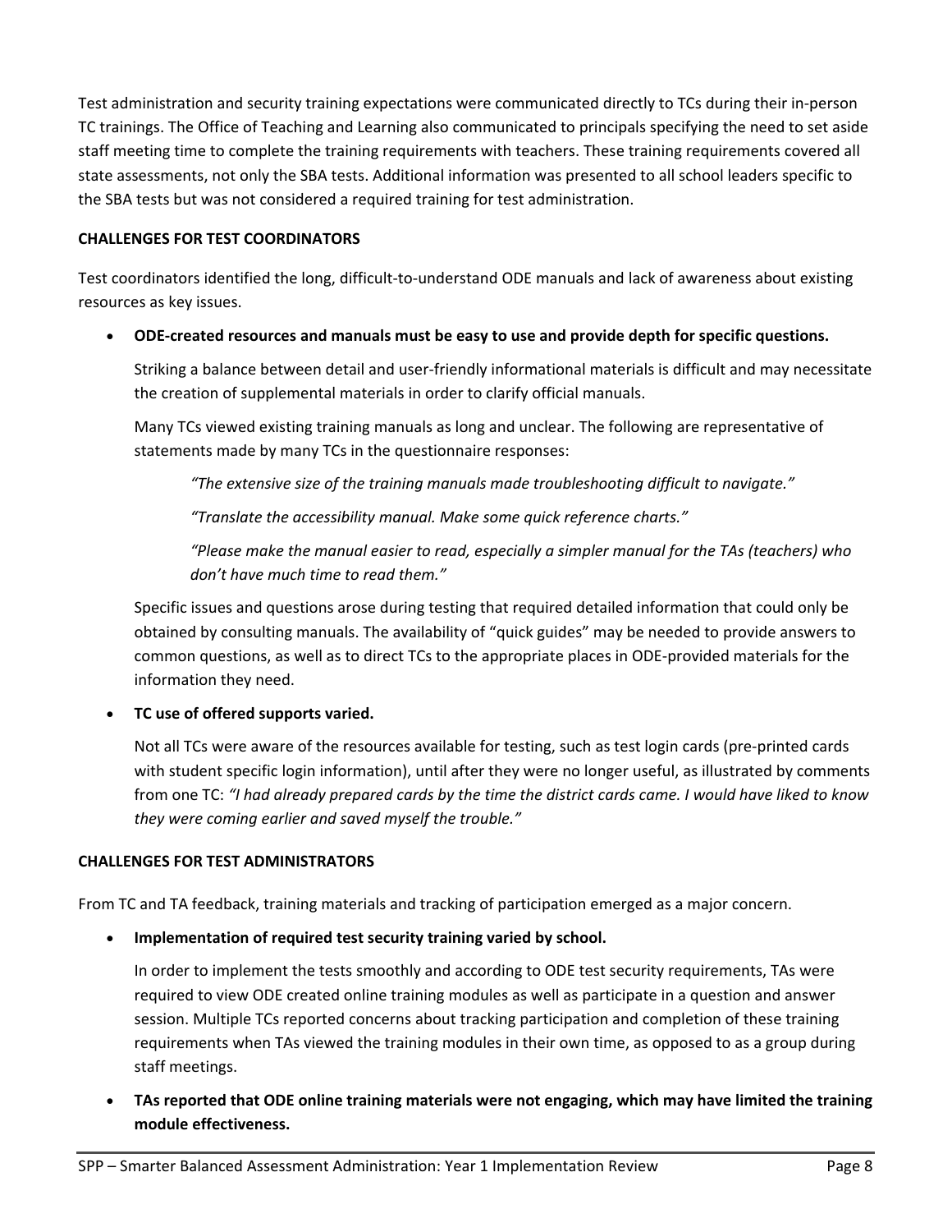Test administration and security training expectations were communicated directly to TCs during their in-person TC trainings. The Office of Teaching and Learning also communicated to principals specifying the need to set aside staff meeting time to complete the training requirements with teachers. These training requirements covered all state assessments, not only the SBA tests. Additional information was presented to all school leaders specific to the SBA tests but was not considered a required training for test administration.

**CHALLENGES FOR TEST COORDINATORS**

Test coordinators identified the long, difficult-to-understand ODE manuals and lack of awareness about existing resources as key issues.

- **ODE-created resources and manuals must be easy to use and provide depth for specific questions.**

  Striking a balance between detail and user-friendly informational materials is difficult and may necessitate the creation of supplemental materials in order to clarify official manuals.

  Many TCs viewed existing training manuals as long and unclear. The following are representative of statements made by many TCs in the questionnaire responses:

  > *"The extensive size of the training manuals made troubleshooting difficult to navigate."*
  >
  > *"Translate the accessibility manual. Make some quick reference charts."*
  >
  > *"Please make the manual easier to read, especially a simpler manual for the TAs (teachers) who don't have much time to read them."*

  Specific issues and questions arose during testing that required detailed information that could only be obtained by consulting manuals. The availability of "quick guides" may be needed to provide answers to common questions, as well as to direct TCs to the appropriate places in ODE-provided materials for the information they need.

- **TC use of offered supports varied.**

  Not all TCs were aware of the resources available for testing, such as test login cards (pre-printed cards with student specific login information), until after they were no longer useful, as illustrated by comments from one TC: *"I had already prepared cards by the time the district cards came. I would have liked to know they were coming earlier and saved myself the trouble."*

**CHALLENGES FOR TEST ADMINISTRATORS**

From TC and TA feedback, training materials and tracking of participation emerged as a major concern.

- **Implementation of required test security training varied by school.**

  In order to implement the tests smoothly and according to ODE test security requirements, TAs were required to view ODE created online training modules as well as participate in a question and answer session. Multiple TCs reported concerns about tracking participation and completion of these training requirements when TAs viewed the training modules in their own time, as opposed to as a group during staff meetings.

- **TAs reported that ODE online training materials were not engaging, which may have limited the training module effectiveness.**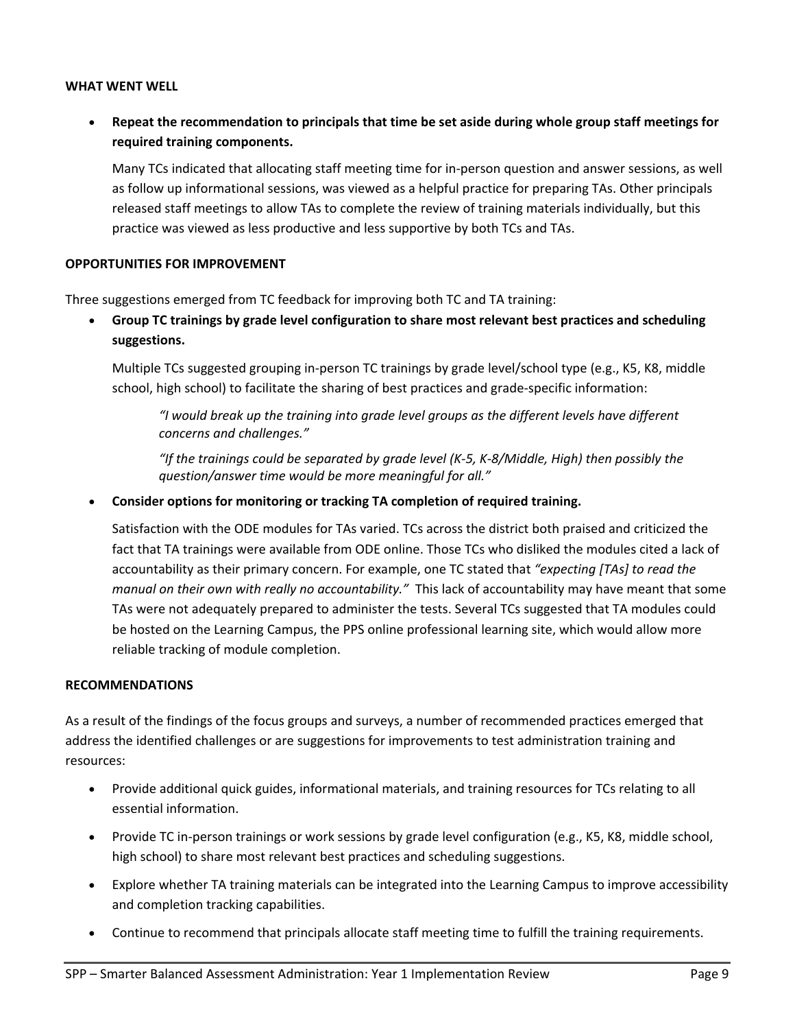#### WHAT WENT WELL

- **Repeat the recommendation to principals that time be set aside during whole group staff meetings for required training components.**

  Many TCs indicated that allocating staff meeting time for in-person question and answer sessions, as well as follow up informational sessions, was viewed as a helpful practice for preparing TAs. Other principals released staff meetings to allow TAs to complete the review of training materials individually, but this practice was viewed as less productive and less supportive by both TCs and TAs.

#### OPPORTUNITIES FOR IMPROVEMENT

Three suggestions emerged from TC feedback for improving both TC and TA training:

- **Group TC trainings by grade level configuration to share most relevant best practices and scheduling suggestions.**

  Multiple TCs suggested grouping in-person TC trainings by grade level/school type (e.g., K5, K8, middle school, high school) to facilitate the sharing of best practices and grade-specific information:

  > *"I would break up the training into grade level groups as the different levels have different concerns and challenges."*
  >
  > *"If the trainings could be separated by grade level (K-5, K-8/Middle, High) then possibly the question/answer time would be more meaningful for all."*

- **Consider options for monitoring or tracking TA completion of required training.**

  Satisfaction with the ODE modules for TAs varied. TCs across the district both praised and criticized the fact that TA trainings were available from ODE online. Those TCs who disliked the modules cited a lack of accountability as their primary concern. For example, one TC stated that *"expecting [TAs] to read the manual on their own with really no accountability."* This lack of accountability may have meant that some TAs were not adequately prepared to administer the tests. Several TCs suggested that TA modules could be hosted on the Learning Campus, the PPS online professional learning site, which would allow more reliable tracking of module completion.

#### RECOMMENDATIONS

As a result of the findings of the focus groups and surveys, a number of recommended practices emerged that address the identified challenges or are suggestions for improvements to test administration training and resources:

- Provide additional quick guides, informational materials, and training resources for TCs relating to all essential information.
- Provide TC in-person trainings or work sessions by grade level configuration (e.g., K5, K8, middle school, high school) to share most relevant best practices and scheduling suggestions.
- Explore whether TA training materials can be integrated into the Learning Campus to improve accessibility and completion tracking capabilities.
- Continue to recommend that principals allocate staff meeting time to fulfill the training requirements.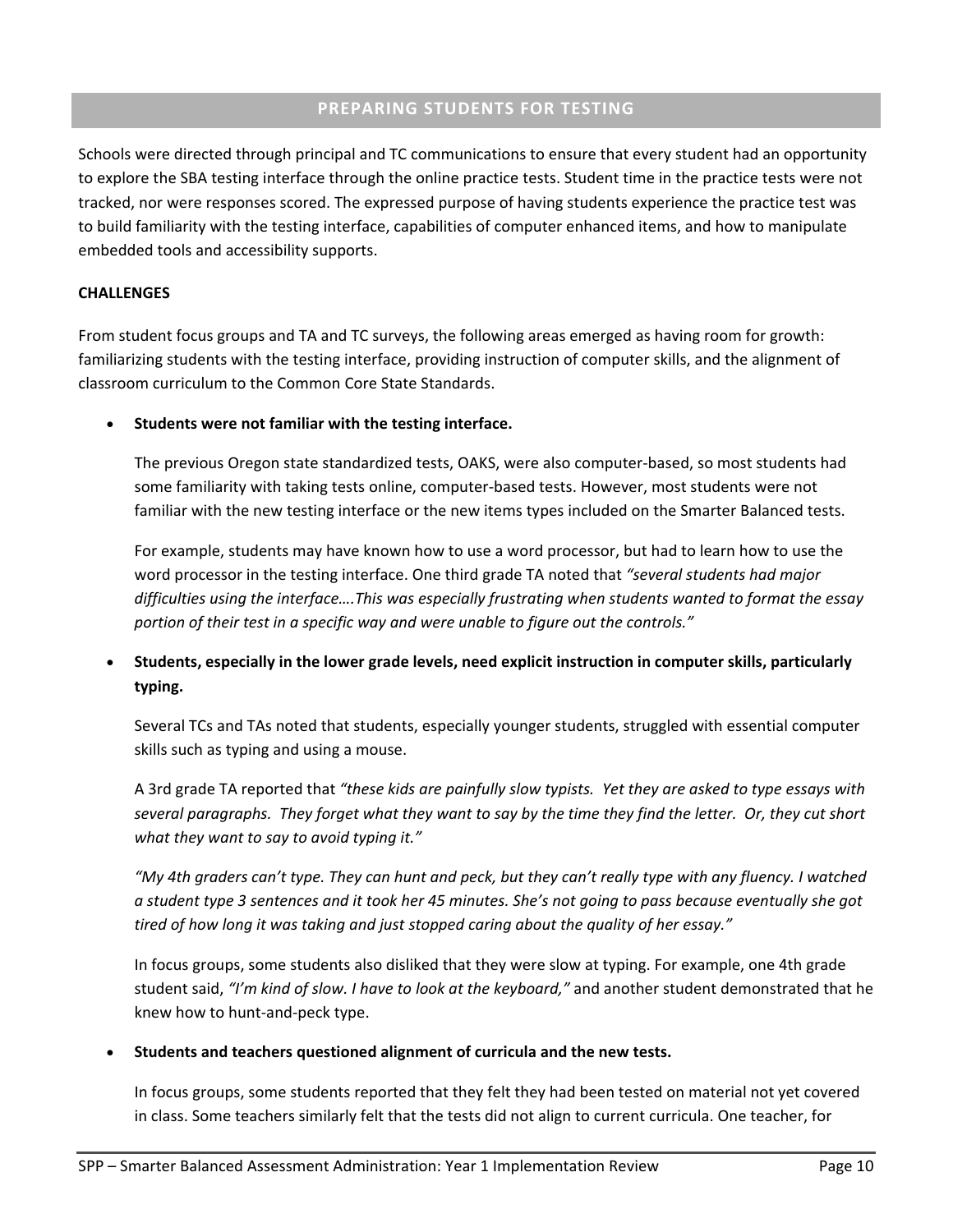## PREPARING STUDENTS FOR TESTING

Schools were directed through principal and TC communications to ensure that every student had an opportunity to explore the SBA testing interface through the online practice tests. Student time in the practice tests were not tracked, nor were responses scored. The expressed purpose of having students experience the practice test was to build familiarity with the testing interface, capabilities of computer enhanced items, and how to manipulate embedded tools and accessibility supports.

### CHALLENGES

From student focus groups and TA and TC surveys, the following areas emerged as having room for growth: familiarizing students with the testing interface, providing instruction of computer skills, and the alignment of classroom curriculum to the Common Core State Standards.

- **Students were not familiar with the testing interface.**

  The previous Oregon state standardized tests, OAKS, were also computer-based, so most students had some familiarity with taking tests online, computer-based tests. However, most students were not familiar with the new testing interface or the new items types included on the Smarter Balanced tests.

  For example, students may have known how to use a word processor, but had to learn how to use the word processor in the testing interface. One third grade TA noted that *"several students had major difficulties using the interface….This was especially frustrating when students wanted to format the essay portion of their test in a specific way and were unable to figure out the controls."*

- **Students, especially in the lower grade levels, need explicit instruction in computer skills, particularly typing.**

  Several TCs and TAs noted that students, especially younger students, struggled with essential computer skills such as typing and using a mouse.

  A 3rd grade TA reported that *"these kids are painfully slow typists. Yet they are asked to type essays with several paragraphs. They forget what they want to say by the time they find the letter. Or, they cut short what they want to say to avoid typing it."*

  *"My 4th graders can't type. They can hunt and peck, but they can't really type with any fluency. I watched a student type 3 sentences and it took her 45 minutes. She's not going to pass because eventually she got tired of how long it was taking and just stopped caring about the quality of her essay."*

  In focus groups, some students also disliked that they were slow at typing. For example, one 4th grade student said, *"I'm kind of slow. I have to look at the keyboard,"* and another student demonstrated that he knew how to hunt-and-peck type.

- **Students and teachers questioned alignment of curricula and the new tests.**

  In focus groups, some students reported that they felt they had been tested on material not yet covered in class. Some teachers similarly felt that the tests did not align to current curricula. One teacher, for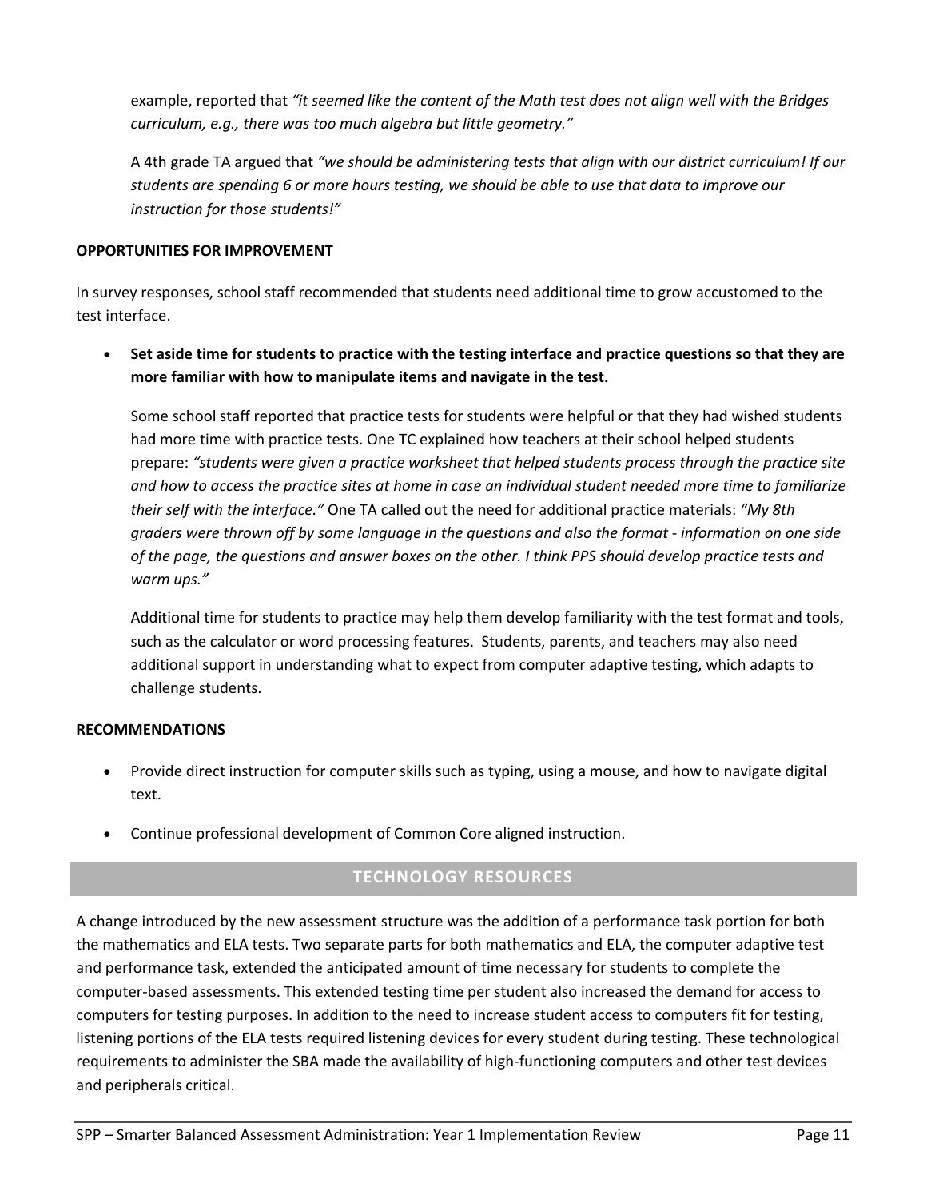example, reported that *"it seemed like the content of the Math test does not align well with the Bridges curriculum, e.g., there was too much algebra but little geometry."*

A 4th grade TA argued that *"we should be administering tests that align with our district curriculum! If our students are spending 6 or more hours testing, we should be able to use that data to improve our instruction for those students!"*

**OPPORTUNITIES FOR IMPROVEMENT**

In survey responses, school staff recommended that students need additional time to grow accustomed to the test interface.

- **Set aside time for students to practice with the testing interface and practice questions so that they are more familiar with how to manipulate items and navigate in the test.**

  Some school staff reported that practice tests for students were helpful or that they had wished students had more time with practice tests. One TC explained how teachers at their school helped students prepare: *"students were given a practice worksheet that helped students process through the practice site and how to access the practice sites at home in case an individual student needed more time to familiarize their self with the interface."* One TA called out the need for additional practice materials: *"My 8th graders were thrown off by some language in the questions and also the format - information on one side of the page, the questions and answer boxes on the other. I think PPS should develop practice tests and warm ups."*

  Additional time for students to practice may help them develop familiarity with the test format and tools, such as the calculator or word processing features. Students, parents, and teachers may also need additional support in understanding what to expect from computer adaptive testing, which adapts to challenge students.

**RECOMMENDATIONS**

- Provide direct instruction for computer skills such as typing, using a mouse, and how to navigate digital text.
- Continue professional development of Common Core aligned instruction.

## TECHNOLOGY RESOURCES

A change introduced by the new assessment structure was the addition of a performance task portion for both the mathematics and ELA tests. Two separate parts for both mathematics and ELA, the computer adaptive test and performance task, extended the anticipated amount of time necessary for students to complete the computer-based assessments. This extended testing time per student also increased the demand for access to computers for testing purposes. In addition to the need to increase student access to computers fit for testing, listening portions of the ELA tests required listening devices for every student during testing. These technological requirements to administer the SBA made the availability of high-functioning computers and other test devices and peripherals critical.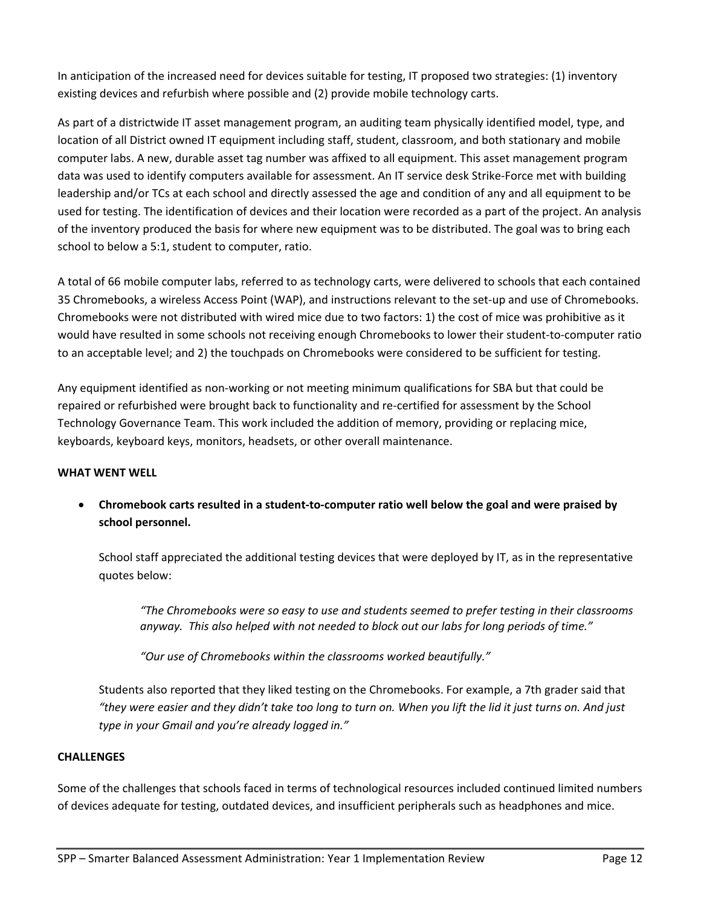In anticipation of the increased need for devices suitable for testing, IT proposed two strategies: (1) inventory existing devices and refurbish where possible and (2) provide mobile technology carts.

As part of a districtwide IT asset management program, an auditing team physically identified model, type, and location of all District owned IT equipment including staff, student, classroom, and both stationary and mobile computer labs. A new, durable asset tag number was affixed to all equipment. This asset management program data was used to identify computers available for assessment. An IT service desk Strike-Force met with building leadership and/or TCs at each school and directly assessed the age and condition of any and all equipment to be used for testing. The identification of devices and their location were recorded as a part of the project. An analysis of the inventory produced the basis for where new equipment was to be distributed. The goal was to bring each school to below a 5:1, student to computer, ratio.

A total of 66 mobile computer labs, referred to as technology carts, were delivered to schools that each contained 35 Chromebooks, a wireless Access Point (WAP), and instructions relevant to the set-up and use of Chromebooks. Chromebooks were not distributed with wired mice due to two factors: 1) the cost of mice was prohibitive as it would have resulted in some schools not receiving enough Chromebooks to lower their student-to-computer ratio to an acceptable level; and 2) the touchpads on Chromebooks were considered to be sufficient for testing.

Any equipment identified as non-working or not meeting minimum qualifications for SBA but that could be repaired or refurbished were brought back to functionality and re-certified for assessment by the School Technology Governance Team. This work included the addition of memory, providing or replacing mice, keyboards, keyboard keys, monitors, headsets, or other overall maintenance.

**WHAT WENT WELL**

- **Chromebook carts resulted in a student-to-computer ratio well below the goal and were praised by school personnel.**

  School staff appreciated the additional testing devices that were deployed by IT, as in the representative quotes below:

  > *"The Chromebooks were so easy to use and students seemed to prefer testing in their classrooms anyway. This also helped with not needed to block out our labs for long periods of time."*
  >
  > *"Our use of Chromebooks within the classrooms worked beautifully."*

  Students also reported that they liked testing on the Chromebooks. For example, a 7th grader said that *"they were easier and they didn't take too long to turn on. When you lift the lid it just turns on. And just type in your Gmail and you're already logged in."*

**CHALLENGES**

Some of the challenges that schools faced in terms of technological resources included continued limited numbers of devices adequate for testing, outdated devices, and insufficient peripherals such as headphones and mice.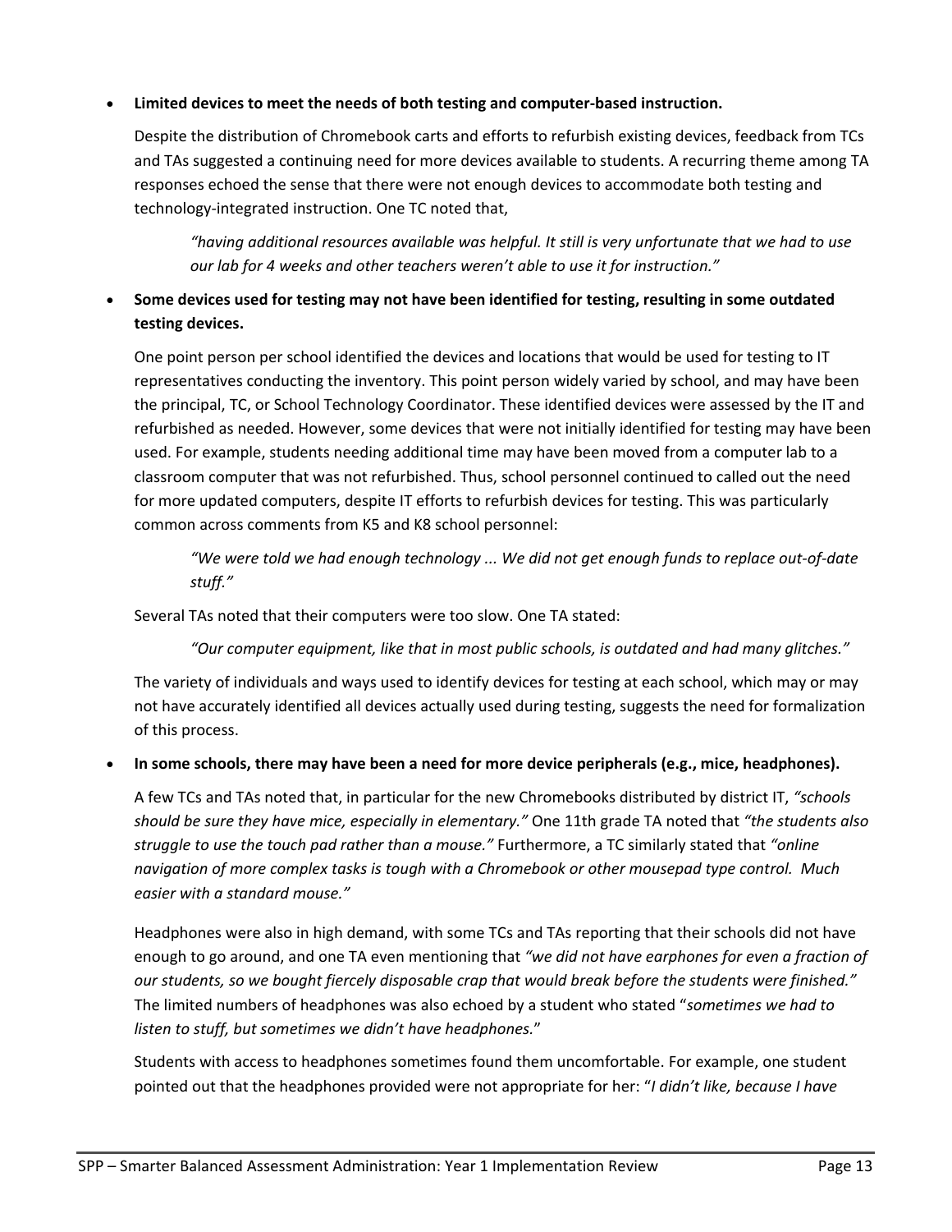- **Limited devices to meet the needs of both testing and computer-based instruction.**

  Despite the distribution of Chromebook carts and efforts to refurbish existing devices, feedback from TCs and TAs suggested a continuing need for more devices available to students. A recurring theme among TA responses echoed the sense that there were not enough devices to accommodate both testing and technology-integrated instruction. One TC noted that,

  > *"having additional resources available was helpful. It still is very unfortunate that we had to use our lab for 4 weeks and other teachers weren't able to use it for instruction."*

- **Some devices used for testing may not have been identified for testing, resulting in some outdated testing devices.**

  One point person per school identified the devices and locations that would be used for testing to IT representatives conducting the inventory. This point person widely varied by school, and may have been the principal, TC, or School Technology Coordinator. These identified devices were assessed by the IT and refurbished as needed. However, some devices that were not initially identified for testing may have been used. For example, students needing additional time may have been moved from a computer lab to a classroom computer that was not refurbished. Thus, school personnel continued to called out the need for more updated computers, despite IT efforts to refurbish devices for testing. This was particularly common across comments from K5 and K8 school personnel:

  > *"We were told we had enough technology ... We did not get enough funds to replace out-of-date stuff."*

  Several TAs noted that their computers were too slow. One TA stated:

  > *"Our computer equipment, like that in most public schools, is outdated and had many glitches."*

  The variety of individuals and ways used to identify devices for testing at each school, which may or may not have accurately identified all devices actually used during testing, suggests the need for formalization of this process.

- **In some schools, there may have been a need for more device peripherals (e.g., mice, headphones).**

  A few TCs and TAs noted that, in particular for the new Chromebooks distributed by district IT, *"schools should be sure they have mice, especially in elementary."* One 11th grade TA noted that *"the students also struggle to use the touch pad rather than a mouse."* Furthermore, a TC similarly stated that *"online navigation of more complex tasks is tough with a Chromebook or other mousepad type control. Much easier with a standard mouse."*

  Headphones were also in high demand, with some TCs and TAs reporting that their schools did not have enough to go around, and one TA even mentioning that *"we did not have earphones for even a fraction of our students, so we bought fiercely disposable crap that would break before the students were finished."* The limited numbers of headphones was also echoed by a student who stated "*sometimes we had to listen to stuff, but sometimes we didn't have headphones.*"

  Students with access to headphones sometimes found them uncomfortable. For example, one student pointed out that the headphones provided were not appropriate for her: "*I didn't like, because I have*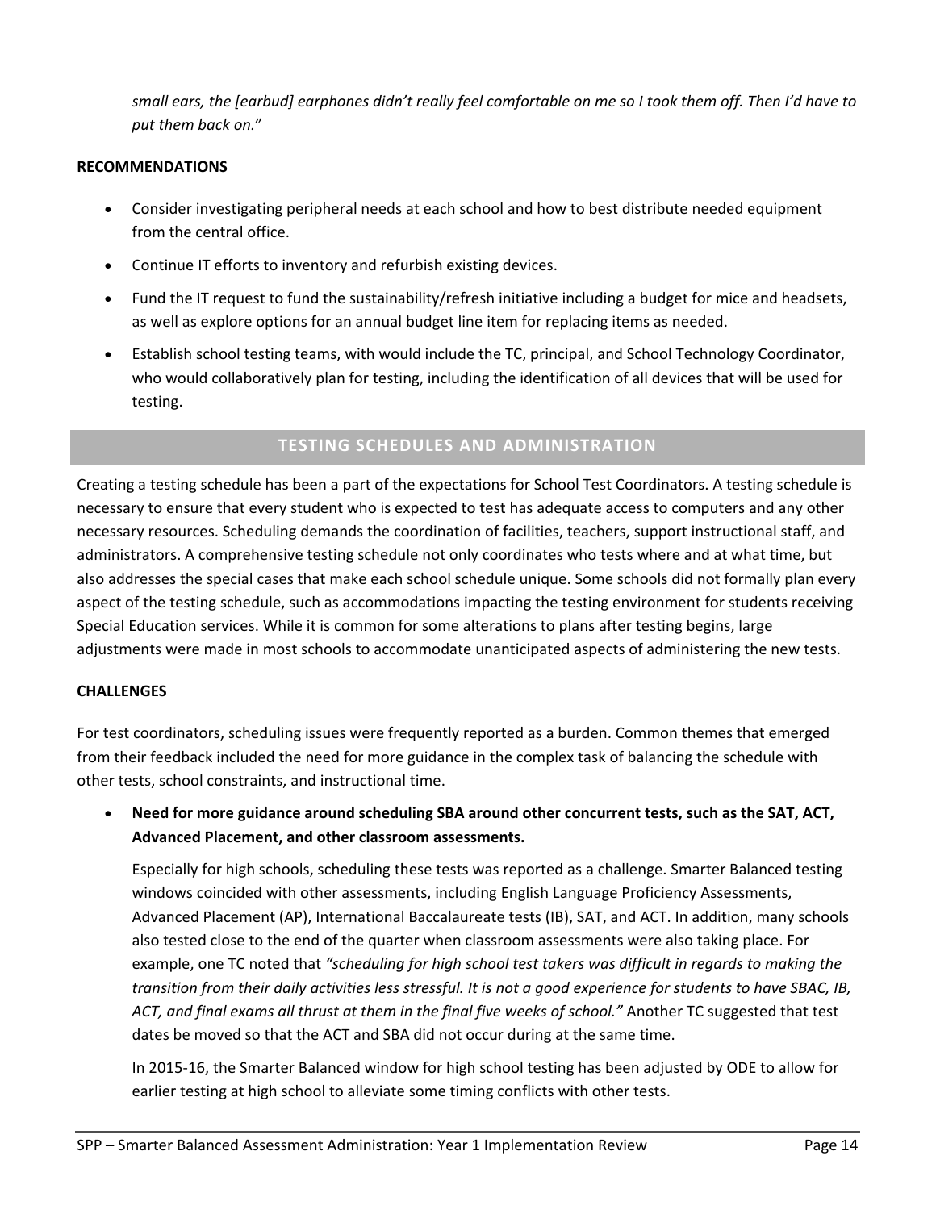*small ears, the [earbud] earphones didn't really feel comfortable on me so I took them off. Then I'd have to put them back on.*"

**RECOMMENDATIONS**

- Consider investigating peripheral needs at each school and how to best distribute needed equipment from the central office.
- Continue IT efforts to inventory and refurbish existing devices.
- Fund the IT request to fund the sustainability/refresh initiative including a budget for mice and headsets, as well as explore options for an annual budget line item for replacing items as needed.
- Establish school testing teams, with would include the TC, principal, and School Technology Coordinator, who would collaboratively plan for testing, including the identification of all devices that will be used for testing.

## TESTING SCHEDULES AND ADMINISTRATION

Creating a testing schedule has been a part of the expectations for School Test Coordinators. A testing schedule is necessary to ensure that every student who is expected to test has adequate access to computers and any other necessary resources. Scheduling demands the coordination of facilities, teachers, support instructional staff, and administrators. A comprehensive testing schedule not only coordinates who tests where and at what time, but also addresses the special cases that make each school schedule unique. Some schools did not formally plan every aspect of the testing schedule, such as accommodations impacting the testing environment for students receiving Special Education services. While it is common for some alterations to plans after testing begins, large adjustments were made in most schools to accommodate unanticipated aspects of administering the new tests.

**CHALLENGES**

For test coordinators, scheduling issues were frequently reported as a burden. Common themes that emerged from their feedback included the need for more guidance in the complex task of balancing the schedule with other tests, school constraints, and instructional time.

- **Need for more guidance around scheduling SBA around other concurrent tests, such as the SAT, ACT, Advanced Placement, and other classroom assessments.**

  Especially for high schools, scheduling these tests was reported as a challenge. Smarter Balanced testing windows coincided with other assessments, including English Language Proficiency Assessments, Advanced Placement (AP), International Baccalaureate tests (IB), SAT, and ACT. In addition, many schools also tested close to the end of the quarter when classroom assessments were also taking place. For example, one TC noted that *"scheduling for high school test takers was difficult in regards to making the transition from their daily activities less stressful. It is not a good experience for students to have SBAC, IB, ACT, and final exams all thrust at them in the final five weeks of school."* Another TC suggested that test dates be moved so that the ACT and SBA did not occur during at the same time.

  In 2015-16, the Smarter Balanced window for high school testing has been adjusted by ODE to allow for earlier testing at high school to alleviate some timing conflicts with other tests.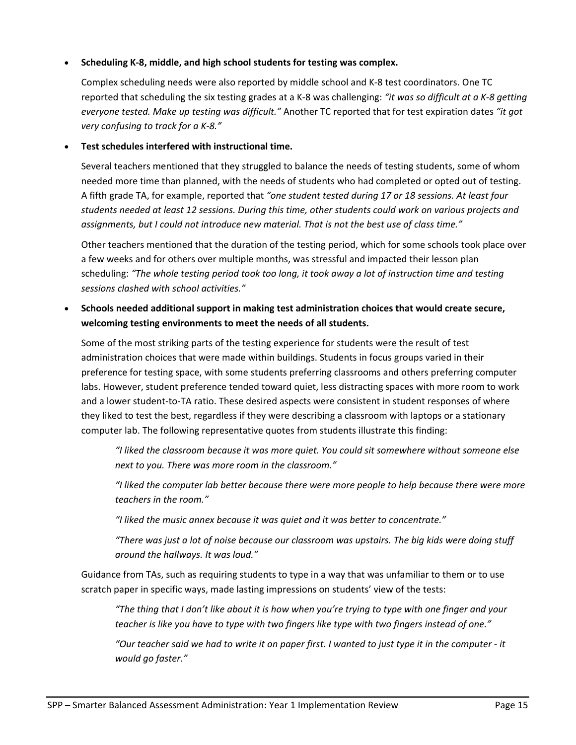- **Scheduling K-8, middle, and high school students for testing was complex.**

  Complex scheduling needs were also reported by middle school and K-8 test coordinators. One TC reported that scheduling the six testing grades at a K-8 was challenging: *"it was so difficult at a K-8 getting everyone tested. Make up testing was difficult."* Another TC reported that for test expiration dates *"it got very confusing to track for a K-8."*

- **Test schedules interfered with instructional time.**

  Several teachers mentioned that they struggled to balance the needs of testing students, some of whom needed more time than planned, with the needs of students who had completed or opted out of testing. A fifth grade TA, for example, reported that *"one student tested during 17 or 18 sessions. At least four students needed at least 12 sessions. During this time, other students could work on various projects and assignments, but I could not introduce new material. That is not the best use of class time."*

  Other teachers mentioned that the duration of the testing period, which for some schools took place over a few weeks and for others over multiple months, was stressful and impacted their lesson plan scheduling: *"The whole testing period took too long, it took away a lot of instruction time and testing sessions clashed with school activities."*

- **Schools needed additional support in making test administration choices that would create secure, welcoming testing environments to meet the needs of all students.**

  Some of the most striking parts of the testing experience for students were the result of test administration choices that were made within buildings. Students in focus groups varied in their preference for testing space, with some students preferring classrooms and others preferring computer labs. However, student preference tended toward quiet, less distracting spaces with more room to work and a lower student-to-TA ratio. These desired aspects were consistent in student responses of where they liked to test the best, regardless if they were describing a classroom with laptops or a stationary computer lab. The following representative quotes from students illustrate this finding:

  > *"I liked the classroom because it was more quiet. You could sit somewhere without someone else next to you. There was more room in the classroom."*
  >
  > *"I liked the computer lab better because there were more people to help because there were more teachers in the room."*
  >
  > *"I liked the music annex because it was quiet and it was better to concentrate."*
  >
  > *"There was just a lot of noise because our classroom was upstairs. The big kids were doing stuff around the hallways. It was loud."*

  Guidance from TAs, such as requiring students to type in a way that was unfamiliar to them or to use scratch paper in specific ways, made lasting impressions on students' view of the tests:

  > *"The thing that I don't like about it is how when you're trying to type with one finger and your teacher is like you have to type with two fingers like type with two fingers instead of one."*
  >
  > *"Our teacher said we had to write it on paper first. I wanted to just type it in the computer - it would go faster."*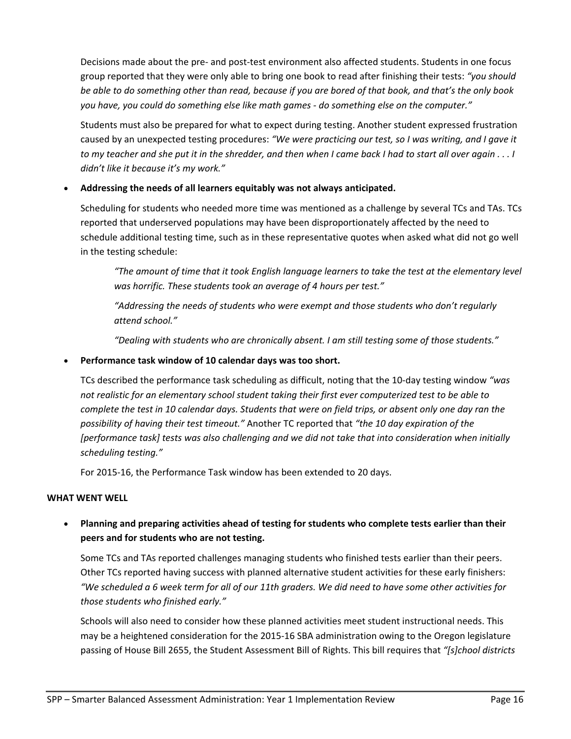Decisions made about the pre- and post-test environment also affected students. Students in one focus group reported that they were only able to bring one book to read after finishing their tests: *"you should be able to do something other than read, because if you are bored of that book, and that's the only book you have, you could do something else like math games - do something else on the computer."*

Students must also be prepared for what to expect during testing. Another student expressed frustration caused by an unexpected testing procedures: *"We were practicing our test, so I was writing, and I gave it to my teacher and she put it in the shredder, and then when I came back I had to start all over again . . . I didn't like it because it's my work."*

- **Addressing the needs of all learners equitably was not always anticipated.**

  Scheduling for students who needed more time was mentioned as a challenge by several TCs and TAs. TCs reported that underserved populations may have been disproportionately affected by the need to schedule additional testing time, such as in these representative quotes when asked what did not go well in the testing schedule:

  > *"The amount of time that it took English language learners to take the test at the elementary level was horrific. These students took an average of 4 hours per test."*
  >
  > *"Addressing the needs of students who were exempt and those students who don't regularly attend school."*
  >
  > *"Dealing with students who are chronically absent. I am still testing some of those students."*

- **Performance task window of 10 calendar days was too short.**

  TCs described the performance task scheduling as difficult, noting that the 10-day testing window *"was not realistic for an elementary school student taking their first ever computerized test to be able to complete the test in 10 calendar days. Students that were on field trips, or absent only one day ran the possibility of having their test timeout."* Another TC reported that *"the 10 day expiration of the [performance task] tests was also challenging and we did not take that into consideration when initially scheduling testing."*

  For 2015-16, the Performance Task window has been extended to 20 days.

**WHAT WENT WELL**

- **Planning and preparing activities ahead of testing for students who complete tests earlier than their peers and for students who are not testing.**

  Some TCs and TAs reported challenges managing students who finished tests earlier than their peers. Other TCs reported having success with planned alternative student activities for these early finishers: *"We scheduled a 6 week term for all of our 11th graders. We did need to have some other activities for those students who finished early."*

  Schools will also need to consider how these planned activities meet student instructional needs. This may be a heightened consideration for the 2015-16 SBA administration owing to the Oregon legislature passing of House Bill 2655, the Student Assessment Bill of Rights. This bill requires that *"[s]chool districts*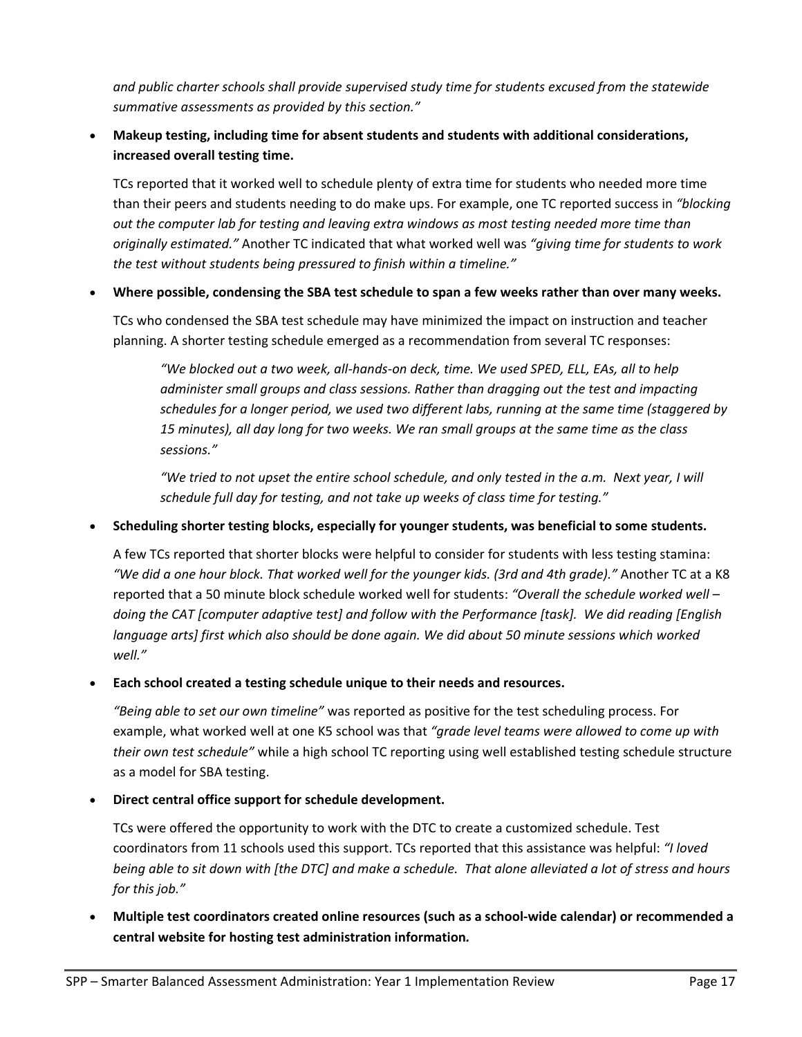*and public charter schools shall provide supervised study time for students excused from the statewide summative assessments as provided by this section."*

- **Makeup testing, including time for absent students and students with additional considerations, increased overall testing time.**

  TCs reported that it worked well to schedule plenty of extra time for students who needed more time than their peers and students needing to do make ups. For example, one TC reported success in *"blocking out the computer lab for testing and leaving extra windows as most testing needed more time than originally estimated."* Another TC indicated that what worked well was *"giving time for students to work the test without students being pressured to finish within a timeline."*

- **Where possible, condensing the SBA test schedule to span a few weeks rather than over many weeks.**

  TCs who condensed the SBA test schedule may have minimized the impact on instruction and teacher planning. A shorter testing schedule emerged as a recommendation from several TC responses:

  > *"We blocked out a two week, all-hands-on deck, time. We used SPED, ELL, EAs, all to help administer small groups and class sessions. Rather than dragging out the test and impacting schedules for a longer period, we used two different labs, running at the same time (staggered by 15 minutes), all day long for two weeks. We ran small groups at the same time as the class sessions."*
  >
  > *"We tried to not upset the entire school schedule, and only tested in the a.m. Next year, I will schedule full day for testing, and not take up weeks of class time for testing."*

- **Scheduling shorter testing blocks, especially for younger students, was beneficial to some students.**

  A few TCs reported that shorter blocks were helpful to consider for students with less testing stamina: *"We did a one hour block. That worked well for the younger kids. (3rd and 4th grade)."* Another TC at a K8 reported that a 50 minute block schedule worked well for students: *"Overall the schedule worked well – doing the CAT [computer adaptive test] and follow with the Performance [task]. We did reading [English language arts] first which also should be done again. We did about 50 minute sessions which worked well."*

- **Each school created a testing schedule unique to their needs and resources.**

  *"Being able to set our own timeline"* was reported as positive for the test scheduling process. For example, what worked well at one K5 school was that *"grade level teams were allowed to come up with their own test schedule"* while a high school TC reporting using well established testing schedule structure as a model for SBA testing.

- **Direct central office support for schedule development.**

  TCs were offered the opportunity to work with the DTC to create a customized schedule. Test coordinators from 11 schools used this support. TCs reported that this assistance was helpful: *"I loved being able to sit down with [the DTC] and make a schedule. That alone alleviated a lot of stress and hours for this job."*

- **Multiple test coordinators created online resources (such as a school-wide calendar) or recommended a central website for hosting test administration information.**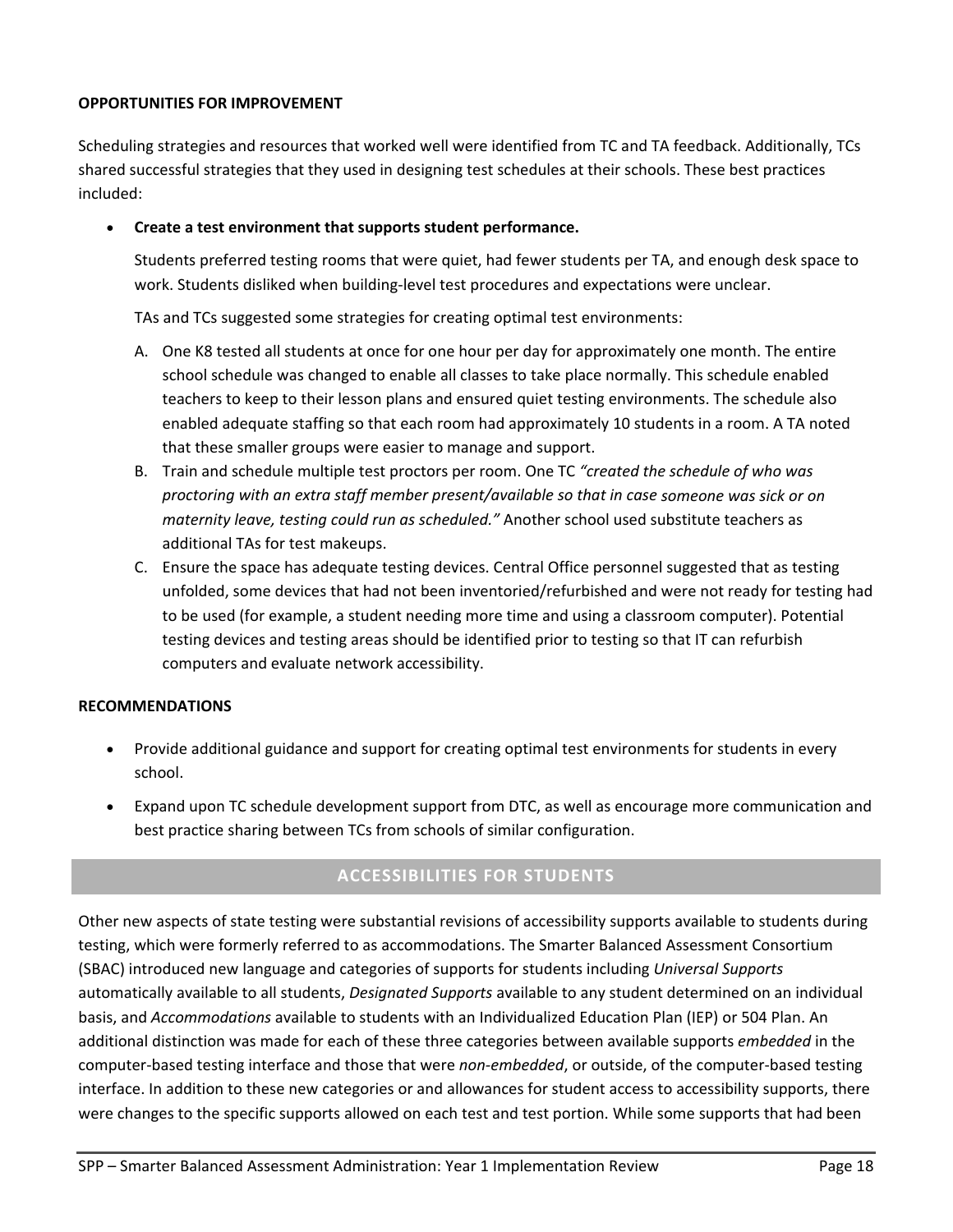**OPPORTUNITIES FOR IMPROVEMENT**

Scheduling strategies and resources that worked well were identified from TC and TA feedback. Additionally, TCs shared successful strategies that they used in designing test schedules at their schools. These best practices included:

- **Create a test environment that supports student performance.**

  Students preferred testing rooms that were quiet, had fewer students per TA, and enough desk space to work. Students disliked when building-level test procedures and expectations were unclear.

  TAs and TCs suggested some strategies for creating optimal test environments:

  A. One K8 tested all students at once for one hour per day for approximately one month. The entire school schedule was changed to enable all classes to take place normally. This schedule enabled teachers to keep to their lesson plans and ensured quiet testing environments. The schedule also enabled adequate staffing so that each room had approximately 10 students in a room. A TA noted that these smaller groups were easier to manage and support.
  B. Train and schedule multiple test proctors per room. One TC *"created the schedule of who was proctoring with an extra staff member present/available so that in case someone was sick or on maternity leave, testing could run as scheduled."* Another school used substitute teachers as additional TAs for test makeups.
  C. Ensure the space has adequate testing devices. Central Office personnel suggested that as testing unfolded, some devices that had not been inventoried/refurbished and were not ready for testing had to be used (for example, a student needing more time and using a classroom computer). Potential testing devices and testing areas should be identified prior to testing so that IT can refurbish computers and evaluate network accessibility.

**RECOMMENDATIONS**

- Provide additional guidance and support for creating optimal test environments for students in every school.
- Expand upon TC schedule development support from DTC, as well as encourage more communication and best practice sharing between TCs from schools of similar configuration.

## ACCESSIBILITIES FOR STUDENTS

Other new aspects of state testing were substantial revisions of accessibility supports available to students during testing, which were formerly referred to as accommodations. The Smarter Balanced Assessment Consortium (SBAC) introduced new language and categories of supports for students including *Universal Supports* automatically available to all students, *Designated Supports* available to any student determined on an individual basis, and *Accommodations* available to students with an Individualized Education Plan (IEP) or 504 Plan. An additional distinction was made for each of these three categories between available supports *embedded* in the computer-based testing interface and those that were *non-embedded*, or outside, of the computer-based testing interface. In addition to these new categories or and allowances for student access to accessibility supports, there were changes to the specific supports allowed on each test and test portion. While some supports that had been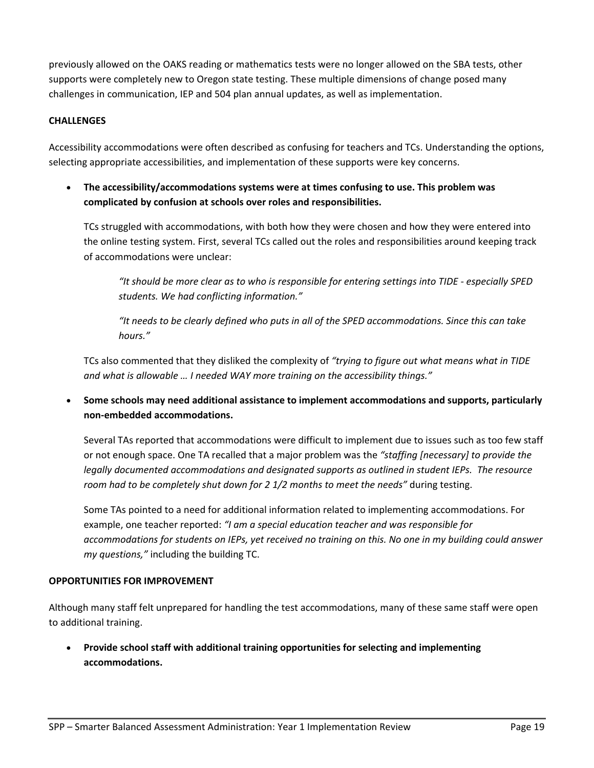previously allowed on the OAKS reading or mathematics tests were no longer allowed on the SBA tests, other supports were completely new to Oregon state testing. These multiple dimensions of change posed many challenges in communication, IEP and 504 plan annual updates, as well as implementation.

**CHALLENGES**

Accessibility accommodations were often described as confusing for teachers and TCs. Understanding the options, selecting appropriate accessibilities, and implementation of these supports were key concerns.

- **The accessibility/accommodations systems were at times confusing to use. This problem was complicated by confusion at schools over roles and responsibilities.**

  TCs struggled with accommodations, with both how they were chosen and how they were entered into the online testing system. First, several TCs called out the roles and responsibilities around keeping track of accommodations were unclear:

  > *"It should be more clear as to who is responsible for entering settings into TIDE - especially SPED students. We had conflicting information."*
  >
  > *"It needs to be clearly defined who puts in all of the SPED accommodations. Since this can take hours."*

  TCs also commented that they disliked the complexity of *"trying to figure out what means what in TIDE and what is allowable … I needed WAY more training on the accessibility things."*

- **Some schools may need additional assistance to implement accommodations and supports, particularly non-embedded accommodations.**

  Several TAs reported that accommodations were difficult to implement due to issues such as too few staff or not enough space. One TA recalled that a major problem was the *"staffing [necessary] to provide the legally documented accommodations and designated supports as outlined in student IEPs. The resource room had to be completely shut down for 2 1/2 months to meet the needs"* during testing.

  Some TAs pointed to a need for additional information related to implementing accommodations. For example, one teacher reported: *"I am a special education teacher and was responsible for accommodations for students on IEPs, yet received no training on this. No one in my building could answer my questions,"* including the building TC.

**OPPORTUNITIES FOR IMPROVEMENT**

Although many staff felt unprepared for handling the test accommodations, many of these same staff were open to additional training.

- **Provide school staff with additional training opportunities for selecting and implementing accommodations.**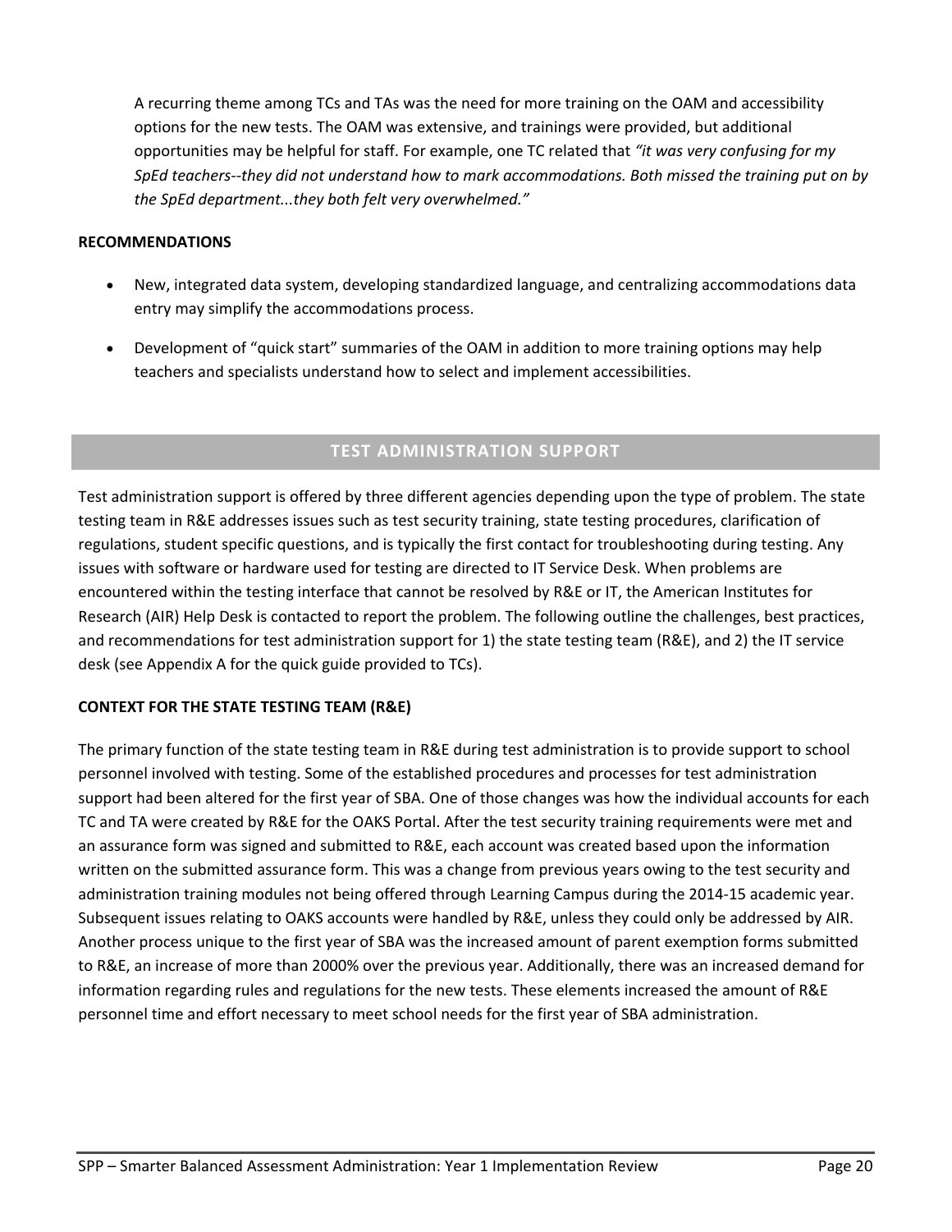A recurring theme among TCs and TAs was the need for more training on the OAM and accessibility options for the new tests. The OAM was extensive, and trainings were provided, but additional opportunities may be helpful for staff. For example, one TC related that *"it was very confusing for my SpEd teachers--they did not understand how to mark accommodations. Both missed the training put on by the SpEd department...they both felt very overwhelmed."*

**RECOMMENDATIONS**

- New, integrated data system, developing standardized language, and centralizing accommodations data entry may simplify the accommodations process.
- Development of "quick start" summaries of the OAM in addition to more training options may help teachers and specialists understand how to select and implement accessibilities.

## TEST ADMINISTRATION SUPPORT

Test administration support is offered by three different agencies depending upon the type of problem. The state testing team in R&E addresses issues such as test security training, state testing procedures, clarification of regulations, student specific questions, and is typically the first contact for troubleshooting during testing. Any issues with software or hardware used for testing are directed to IT Service Desk. When problems are encountered within the testing interface that cannot be resolved by R&E or IT, the American Institutes for Research (AIR) Help Desk is contacted to report the problem. The following outline the challenges, best practices, and recommendations for test administration support for 1) the state testing team (R&E), and 2) the IT service desk (see Appendix A for the quick guide provided to TCs).

**CONTEXT FOR THE STATE TESTING TEAM (R&E)**

The primary function of the state testing team in R&E during test administration is to provide support to school personnel involved with testing. Some of the established procedures and processes for test administration support had been altered for the first year of SBA. One of those changes was how the individual accounts for each TC and TA were created by R&E for the OAKS Portal. After the test security training requirements were met and an assurance form was signed and submitted to R&E, each account was created based upon the information written on the submitted assurance form. This was a change from previous years owing to the test security and administration training modules not being offered through Learning Campus during the 2014-15 academic year. Subsequent issues relating to OAKS accounts were handled by R&E, unless they could only be addressed by AIR. Another process unique to the first year of SBA was the increased amount of parent exemption forms submitted to R&E, an increase of more than 2000% over the previous year. Additionally, there was an increased demand for information regarding rules and regulations for the new tests. These elements increased the amount of R&E personnel time and effort necessary to meet school needs for the first year of SBA administration.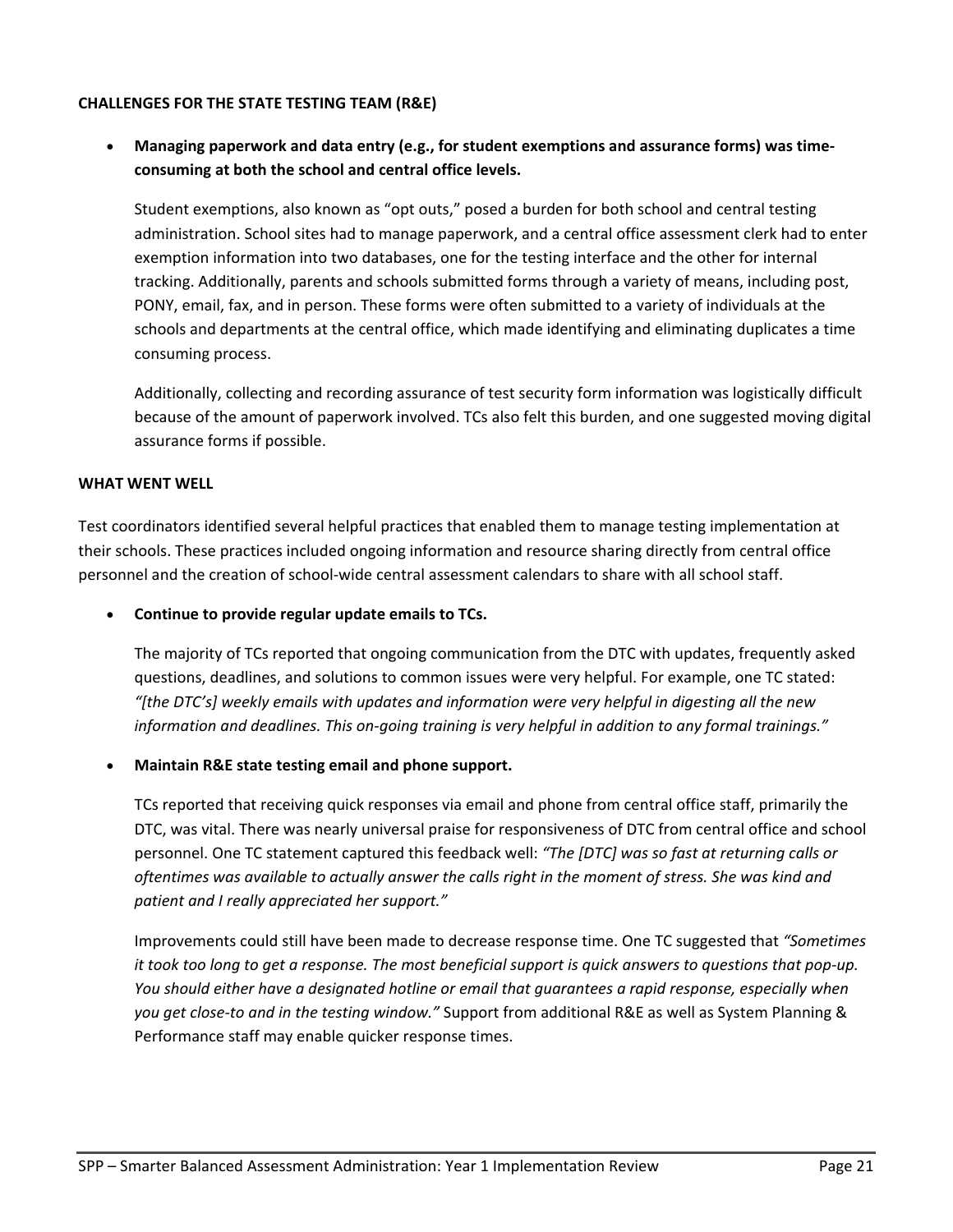**CHALLENGES FOR THE STATE TESTING TEAM (R&E)**

- **Managing paperwork and data entry (e.g., for student exemptions and assurance forms) was time-consuming at both the school and central office levels.**

  Student exemptions, also known as "opt outs," posed a burden for both school and central testing administration. School sites had to manage paperwork, and a central office assessment clerk had to enter exemption information into two databases, one for the testing interface and the other for internal tracking. Additionally, parents and schools submitted forms through a variety of means, including post, PONY, email, fax, and in person. These forms were often submitted to a variety of individuals at the schools and departments at the central office, which made identifying and eliminating duplicates a time consuming process.

  Additionally, collecting and recording assurance of test security form information was logistically difficult because of the amount of paperwork involved. TCs also felt this burden, and one suggested moving digital assurance forms if possible.

**WHAT WENT WELL**

Test coordinators identified several helpful practices that enabled them to manage testing implementation at their schools. These practices included ongoing information and resource sharing directly from central office personnel and the creation of school-wide central assessment calendars to share with all school staff.

- **Continue to provide regular update emails to TCs.**

  The majority of TCs reported that ongoing communication from the DTC with updates, frequently asked questions, deadlines, and solutions to common issues were very helpful. For example, one TC stated: *"[the DTC's] weekly emails with updates and information were very helpful in digesting all the new information and deadlines. This on-going training is very helpful in addition to any formal trainings."*

- **Maintain R&E state testing email and phone support.**

  TCs reported that receiving quick responses via email and phone from central office staff, primarily the DTC, was vital. There was nearly universal praise for responsiveness of DTC from central office and school personnel. One TC statement captured this feedback well: *"The [DTC] was so fast at returning calls or oftentimes was available to actually answer the calls right in the moment of stress. She was kind and patient and I really appreciated her support."*

  Improvements could still have been made to decrease response time. One TC suggested that *"Sometimes it took too long to get a response. The most beneficial support is quick answers to questions that pop-up. You should either have a designated hotline or email that guarantees a rapid response, especially when you get close-to and in the testing window."* Support from additional R&E as well as System Planning & Performance staff may enable quicker response times.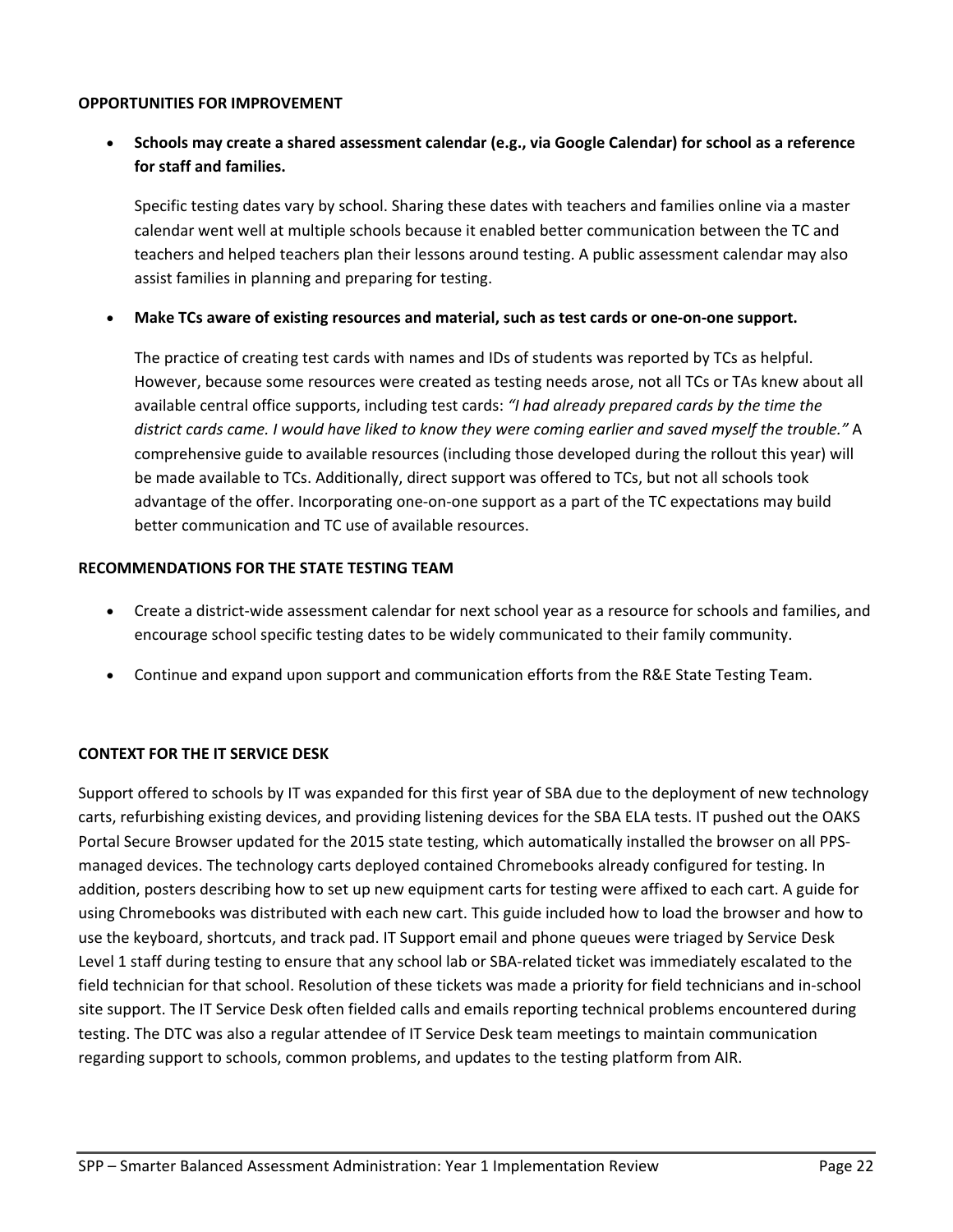**OPPORTUNITIES FOR IMPROVEMENT**

- **Schools may create a shared assessment calendar (e.g., via Google Calendar) for school as a reference for staff and families.**

  Specific testing dates vary by school. Sharing these dates with teachers and families online via a master calendar went well at multiple schools because it enabled better communication between the TC and teachers and helped teachers plan their lessons around testing. A public assessment calendar may also assist families in planning and preparing for testing.

- **Make TCs aware of existing resources and material, such as test cards or one-on-one support.**

  The practice of creating test cards with names and IDs of students was reported by TCs as helpful. However, because some resources were created as testing needs arose, not all TCs or TAs knew about all available central office supports, including test cards: *"I had already prepared cards by the time the district cards came. I would have liked to know they were coming earlier and saved myself the trouble."* A comprehensive guide to available resources (including those developed during the rollout this year) will be made available to TCs. Additionally, direct support was offered to TCs, but not all schools took advantage of the offer. Incorporating one-on-one support as a part of the TC expectations may build better communication and TC use of available resources.

**RECOMMENDATIONS FOR THE STATE TESTING TEAM**

- Create a district-wide assessment calendar for next school year as a resource for schools and families, and encourage school specific testing dates to be widely communicated to their family community.
- Continue and expand upon support and communication efforts from the R&E State Testing Team.

**CONTEXT FOR THE IT SERVICE DESK**

Support offered to schools by IT was expanded for this first year of SBA due to the deployment of new technology carts, refurbishing existing devices, and providing listening devices for the SBA ELA tests. IT pushed out the OAKS Portal Secure Browser updated for the 2015 state testing, which automatically installed the browser on all PPS-managed devices. The technology carts deployed contained Chromebooks already configured for testing. In addition, posters describing how to set up new equipment carts for testing were affixed to each cart. A guide for using Chromebooks was distributed with each new cart. This guide included how to load the browser and how to use the keyboard, shortcuts, and track pad. IT Support email and phone queues were triaged by Service Desk Level 1 staff during testing to ensure that any school lab or SBA-related ticket was immediately escalated to the field technician for that school. Resolution of these tickets was made a priority for field technicians and in-school site support. The IT Service Desk often fielded calls and emails reporting technical problems encountered during testing. The DTC was also a regular attendee of IT Service Desk team meetings to maintain communication regarding support to schools, common problems, and updates to the testing platform from AIR.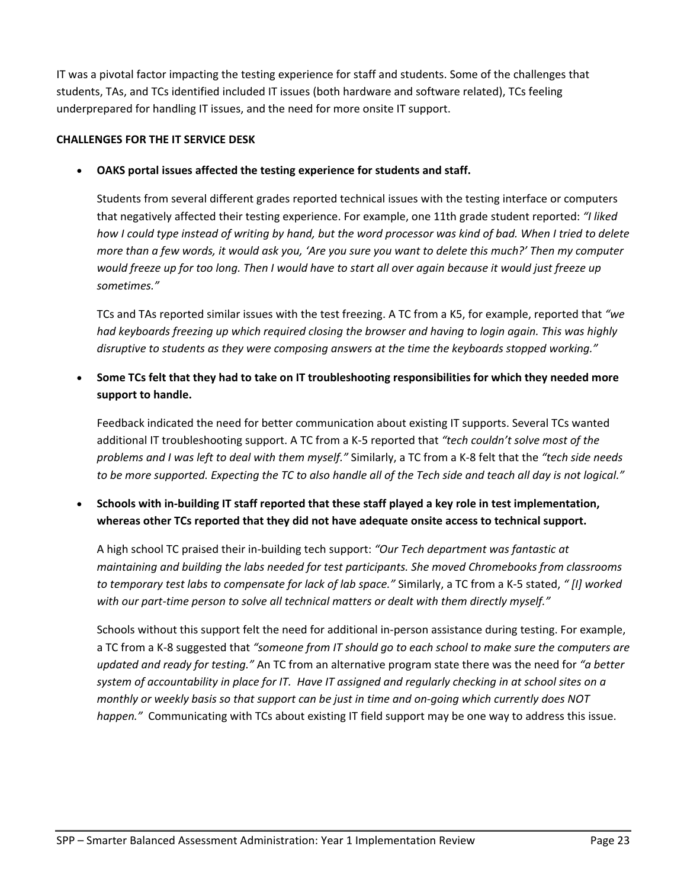IT was a pivotal factor impacting the testing experience for staff and students. Some of the challenges that students, TAs, and TCs identified included IT issues (both hardware and software related), TCs feeling underprepared for handling IT issues, and the need for more onsite IT support.

**CHALLENGES FOR THE IT SERVICE DESK**

- **OAKS portal issues affected the testing experience for students and staff.**

  Students from several different grades reported technical issues with the testing interface or computers that negatively affected their testing experience. For example, one 11th grade student reported: *"I liked how I could type instead of writing by hand, but the word processor was kind of bad. When I tried to delete more than a few words, it would ask you, 'Are you sure you want to delete this much?' Then my computer would freeze up for too long. Then I would have to start all over again because it would just freeze up sometimes."*

  TCs and TAs reported similar issues with the test freezing. A TC from a K5, for example, reported that *"we had keyboards freezing up which required closing the browser and having to login again. This was highly disruptive to students as they were composing answers at the time the keyboards stopped working."*

- **Some TCs felt that they had to take on IT troubleshooting responsibilities for which they needed more support to handle.**

  Feedback indicated the need for better communication about existing IT supports. Several TCs wanted additional IT troubleshooting support. A TC from a K-5 reported that *"tech couldn't solve most of the problems and I was left to deal with them myself."* Similarly, a TC from a K-8 felt that the *"tech side needs to be more supported. Expecting the TC to also handle all of the Tech side and teach all day is not logical."*

- **Schools with in-building IT staff reported that these staff played a key role in test implementation, whereas other TCs reported that they did not have adequate onsite access to technical support.**

  A high school TC praised their in-building tech support: *"Our Tech department was fantastic at maintaining and building the labs needed for test participants. She moved Chromebooks from classrooms to temporary test labs to compensate for lack of lab space."* Similarly, a TC from a K-5 stated, *" [I] worked with our part-time person to solve all technical matters or dealt with them directly myself."*

  Schools without this support felt the need for additional in-person assistance during testing. For example, a TC from a K-8 suggested that *"someone from IT should go to each school to make sure the computers are updated and ready for testing."* An TC from an alternative program state there was the need for *"a better system of accountability in place for IT. Have IT assigned and regularly checking in at school sites on a monthly or weekly basis so that support can be just in time and on-going which currently does NOT happen."* Communicating with TCs about existing IT field support may be one way to address this issue.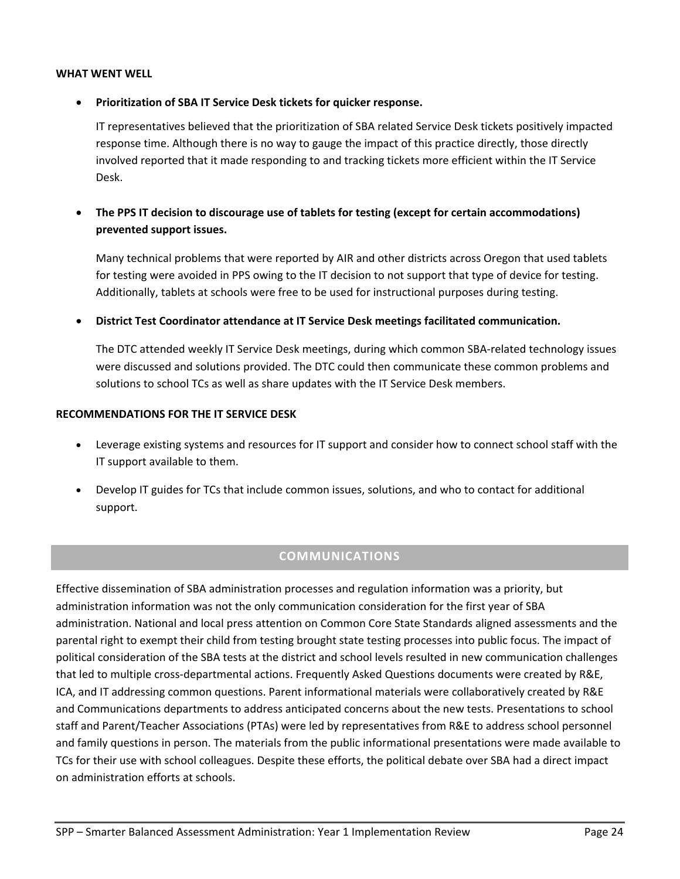**WHAT WENT WELL**

- **Prioritization of SBA IT Service Desk tickets for quicker response.**

  IT representatives believed that the prioritization of SBA related Service Desk tickets positively impacted response time. Although there is no way to gauge the impact of this practice directly, those directly involved reported that it made responding to and tracking tickets more efficient within the IT Service Desk.

- **The PPS IT decision to discourage use of tablets for testing (except for certain accommodations) prevented support issues.**

  Many technical problems that were reported by AIR and other districts across Oregon that used tablets for testing were avoided in PPS owing to the IT decision to not support that type of device for testing. Additionally, tablets at schools were free to be used for instructional purposes during testing.

- **District Test Coordinator attendance at IT Service Desk meetings facilitated communication.**

  The DTC attended weekly IT Service Desk meetings, during which common SBA-related technology issues were discussed and solutions provided. The DTC could then communicate these common problems and solutions to school TCs as well as share updates with the IT Service Desk members.

**RECOMMENDATIONS FOR THE IT SERVICE DESK**

- Leverage existing systems and resources for IT support and consider how to connect school staff with the IT support available to them.
- Develop IT guides for TCs that include common issues, solutions, and who to contact for additional support.

## COMMUNICATIONS

Effective dissemination of SBA administration processes and regulation information was a priority, but administration information was not the only communication consideration for the first year of SBA administration. National and local press attention on Common Core State Standards aligned assessments and the parental right to exempt their child from testing brought state testing processes into public focus. The impact of political consideration of the SBA tests at the district and school levels resulted in new communication challenges that led to multiple cross-departmental actions. Frequently Asked Questions documents were created by R&E, ICA, and IT addressing common questions. Parent informational materials were collaboratively created by R&E and Communications departments to address anticipated concerns about the new tests. Presentations to school staff and Parent/Teacher Associations (PTAs) were led by representatives from R&E to address school personnel and family questions in person. The materials from the public informational presentations were made available to TCs for their use with school colleagues. Despite these efforts, the political debate over SBA had a direct impact on administration efforts at schools.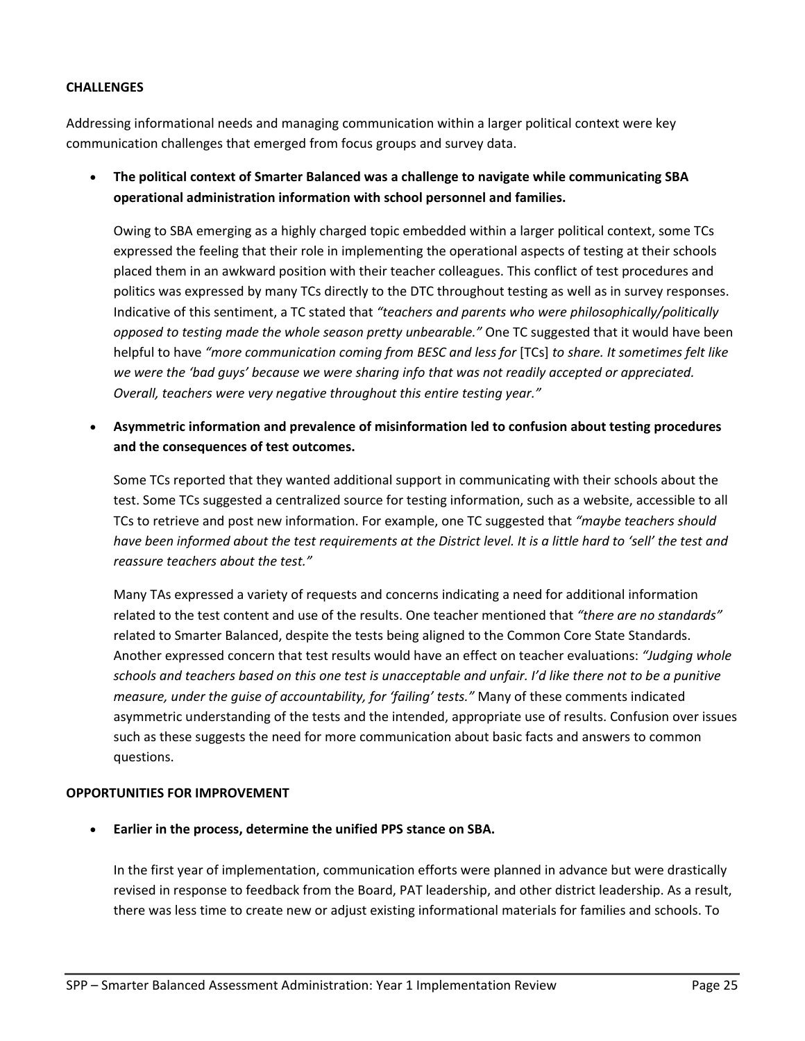**CHALLENGES**

Addressing informational needs and managing communication within a larger political context were key communication challenges that emerged from focus groups and survey data.

- **The political context of Smarter Balanced was a challenge to navigate while communicating SBA operational administration information with school personnel and families.**

  Owing to SBA emerging as a highly charged topic embedded within a larger political context, some TCs expressed the feeling that their role in implementing the operational aspects of testing at their schools placed them in an awkward position with their teacher colleagues. This conflict of test procedures and politics was expressed by many TCs directly to the DTC throughout testing as well as in survey responses. Indicative of this sentiment, a TC stated that *"teachers and parents who were philosophically/politically opposed to testing made the whole season pretty unbearable."* One TC suggested that it would have been helpful to have *"more communication coming from BESC and less for* [TCs] *to share. It sometimes felt like we were the 'bad guys' because we were sharing info that was not readily accepted or appreciated. Overall, teachers were very negative throughout this entire testing year."*

- **Asymmetric information and prevalence of misinformation led to confusion about testing procedures and the consequences of test outcomes.**

  Some TCs reported that they wanted additional support in communicating with their schools about the test. Some TCs suggested a centralized source for testing information, such as a website, accessible to all TCs to retrieve and post new information. For example, one TC suggested that *"maybe teachers should have been informed about the test requirements at the District level. It is a little hard to 'sell' the test and reassure teachers about the test."*

  Many TAs expressed a variety of requests and concerns indicating a need for additional information related to the test content and use of the results. One teacher mentioned that *"there are no standards"* related to Smarter Balanced, despite the tests being aligned to the Common Core State Standards. Another expressed concern that test results would have an effect on teacher evaluations: *"Judging whole schools and teachers based on this one test is unacceptable and unfair. I'd like there not to be a punitive measure, under the guise of accountability, for 'failing' tests."* Many of these comments indicated asymmetric understanding of the tests and the intended, appropriate use of results. Confusion over issues such as these suggests the need for more communication about basic facts and answers to common questions.

**OPPORTUNITIES FOR IMPROVEMENT**

- **Earlier in the process, determine the unified PPS stance on SBA.**

  In the first year of implementation, communication efforts were planned in advance but were drastically revised in response to feedback from the Board, PAT leadership, and other district leadership. As a result, there was less time to create new or adjust existing informational materials for families and schools. To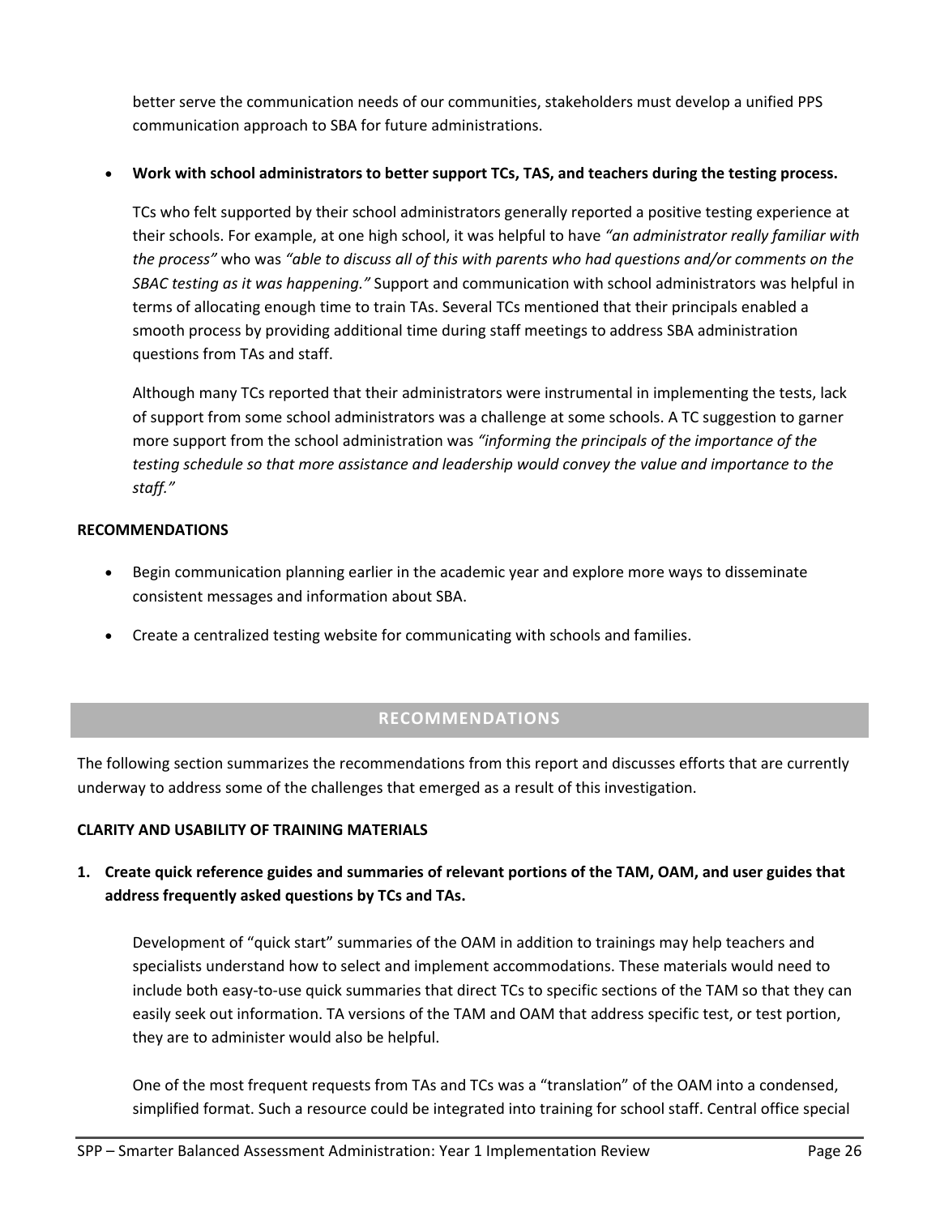better serve the communication needs of our communities, stakeholders must develop a unified PPS communication approach to SBA for future administrations.

- **Work with school administrators to better support TCs, TAS, and teachers during the testing process.**

  TCs who felt supported by their school administrators generally reported a positive testing experience at their schools. For example, at one high school, it was helpful to have *"an administrator really familiar with the process"* who was *"able to discuss all of this with parents who had questions and/or comments on the SBAC testing as it was happening."* Support and communication with school administrators was helpful in terms of allocating enough time to train TAs. Several TCs mentioned that their principals enabled a smooth process by providing additional time during staff meetings to address SBA administration questions from TAs and staff.

  Although many TCs reported that their administrators were instrumental in implementing the tests, lack of support from some school administrators was a challenge at some schools. A TC suggestion to garner more support from the school administration was *"informing the principals of the importance of the testing schedule so that more assistance and leadership would convey the value and importance to the staff."*

**RECOMMENDATIONS**

- Begin communication planning earlier in the academic year and explore more ways to disseminate consistent messages and information about SBA.
- Create a centralized testing website for communicating with schools and families.

## RECOMMENDATIONS

The following section summarizes the recommendations from this report and discusses efforts that are currently underway to address some of the challenges that emerged as a result of this investigation.

**CLARITY AND USABILITY OF TRAINING MATERIALS**

1. **Create quick reference guides and summaries of relevant portions of the TAM, OAM, and user guides that address frequently asked questions by TCs and TAs.**

   Development of "quick start" summaries of the OAM in addition to trainings may help teachers and specialists understand how to select and implement accommodations. These materials would need to include both easy-to-use quick summaries that direct TCs to specific sections of the TAM so that they can easily seek out information. TA versions of the TAM and OAM that address specific test, or test portion, they are to administer would also be helpful.

   One of the most frequent requests from TAs and TCs was a "translation" of the OAM into a condensed, simplified format. Such a resource could be integrated into training for school staff. Central office special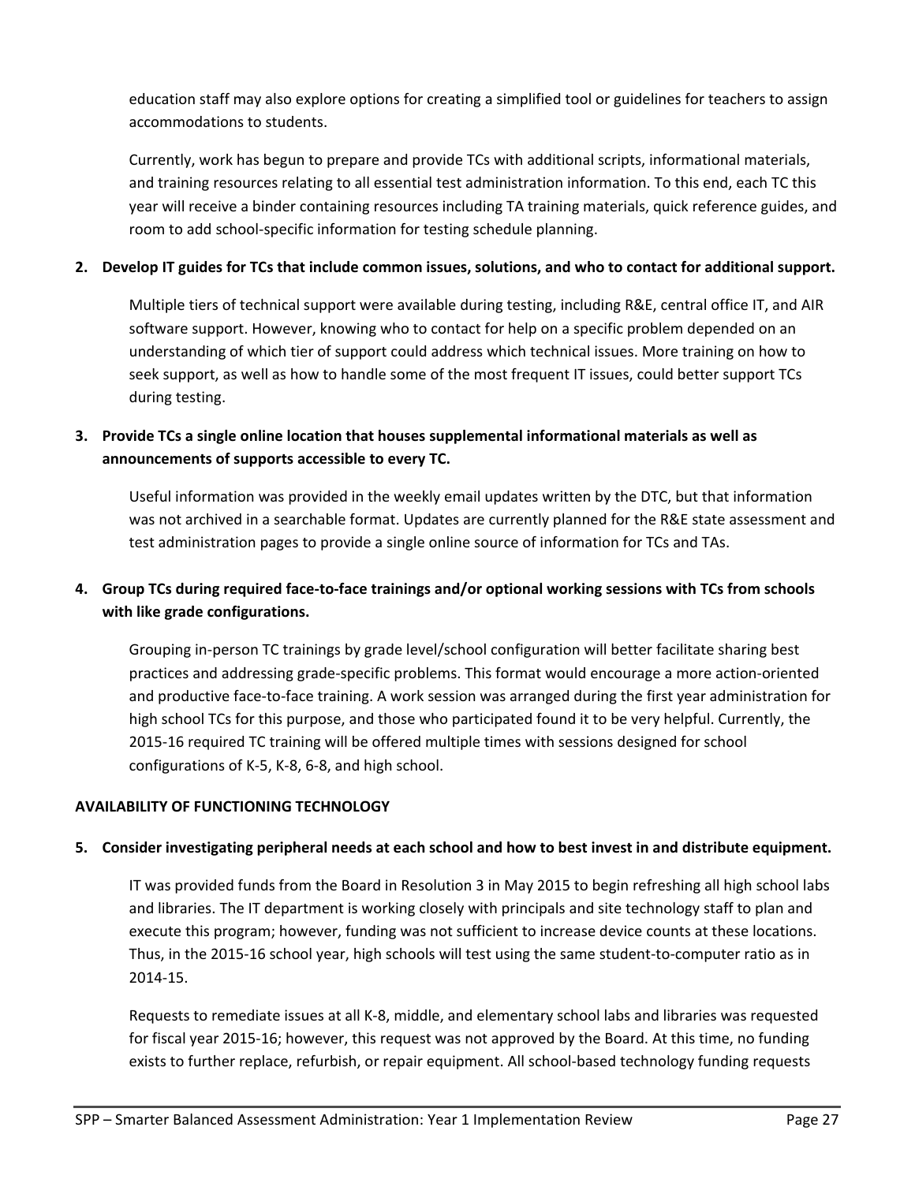education staff may also explore options for creating a simplified tool or guidelines for teachers to assign accommodations to students.

Currently, work has begun to prepare and provide TCs with additional scripts, informational materials, and training resources relating to all essential test administration information. To this end, each TC this year will receive a binder containing resources including TA training materials, quick reference guides, and room to add school-specific information for testing schedule planning.

**2. Develop IT guides for TCs that include common issues, solutions, and who to contact for additional support.**

Multiple tiers of technical support were available during testing, including R&E, central office IT, and AIR software support. However, knowing who to contact for help on a specific problem depended on an understanding of which tier of support could address which technical issues. More training on how to seek support, as well as how to handle some of the most frequent IT issues, could better support TCs during testing.

**3. Provide TCs a single online location that houses supplemental informational materials as well as announcements of supports accessible to every TC.**

Useful information was provided in the weekly email updates written by the DTC, but that information was not archived in a searchable format. Updates are currently planned for the R&E state assessment and test administration pages to provide a single online source of information for TCs and TAs.

**4. Group TCs during required face-to-face trainings and/or optional working sessions with TCs from schools with like grade configurations.**

Grouping in-person TC trainings by grade level/school configuration will better facilitate sharing best practices and addressing grade-specific problems. This format would encourage a more action-oriented and productive face-to-face training. A work session was arranged during the first year administration for high school TCs for this purpose, and those who participated found it to be very helpful. Currently, the 2015-16 required TC training will be offered multiple times with sessions designed for school configurations of K-5, K-8, 6-8, and high school.

**AVAILABILITY OF FUNCTIONING TECHNOLOGY**

**5. Consider investigating peripheral needs at each school and how to best invest in and distribute equipment.**

IT was provided funds from the Board in Resolution 3 in May 2015 to begin refreshing all high school labs and libraries. The IT department is working closely with principals and site technology staff to plan and execute this program; however, funding was not sufficient to increase device counts at these locations. Thus, in the 2015-16 school year, high schools will test using the same student-to-computer ratio as in 2014-15.

Requests to remediate issues at all K-8, middle, and elementary school labs and libraries was requested for fiscal year 2015-16; however, this request was not approved by the Board. At this time, no funding exists to further replace, refurbish, or repair equipment. All school-based technology funding requests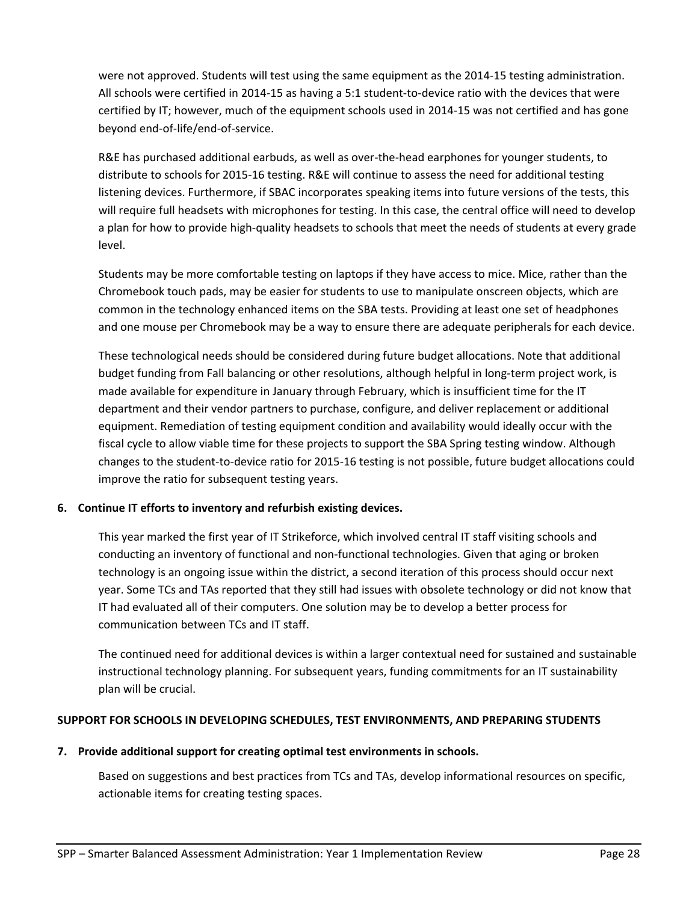were not approved. Students will test using the same equipment as the 2014-15 testing administration. All schools were certified in 2014-15 as having a 5:1 student-to-device ratio with the devices that were certified by IT; however, much of the equipment schools used in 2014-15 was not certified and has gone beyond end-of-life/end-of-service.

R&E has purchased additional earbuds, as well as over-the-head earphones for younger students, to distribute to schools for 2015-16 testing. R&E will continue to assess the need for additional testing listening devices. Furthermore, if SBAC incorporates speaking items into future versions of the tests, this will require full headsets with microphones for testing. In this case, the central office will need to develop a plan for how to provide high-quality headsets to schools that meet the needs of students at every grade level.

Students may be more comfortable testing on laptops if they have access to mice. Mice, rather than the Chromebook touch pads, may be easier for students to use to manipulate onscreen objects, which are common in the technology enhanced items on the SBA tests. Providing at least one set of headphones and one mouse per Chromebook may be a way to ensure there are adequate peripherals for each device.

These technological needs should be considered during future budget allocations. Note that additional budget funding from Fall balancing or other resolutions, although helpful in long-term project work, is made available for expenditure in January through February, which is insufficient time for the IT department and their vendor partners to purchase, configure, and deliver replacement or additional equipment. Remediation of testing equipment condition and availability would ideally occur with the fiscal cycle to allow viable time for these projects to support the SBA Spring testing window. Although changes to the student-to-device ratio for 2015-16 testing is not possible, future budget allocations could improve the ratio for subsequent testing years.

**6. Continue IT efforts to inventory and refurbish existing devices.**

This year marked the first year of IT Strikeforce, which involved central IT staff visiting schools and conducting an inventory of functional and non-functional technologies. Given that aging or broken technology is an ongoing issue within the district, a second iteration of this process should occur next year. Some TCs and TAs reported that they still had issues with obsolete technology or did not know that IT had evaluated all of their computers. One solution may be to develop a better process for communication between TCs and IT staff.

The continued need for additional devices is within a larger contextual need for sustained and sustainable instructional technology planning. For subsequent years, funding commitments for an IT sustainability plan will be crucial.

**SUPPORT FOR SCHOOLS IN DEVELOPING SCHEDULES, TEST ENVIRONMENTS, AND PREPARING STUDENTS**

**7. Provide additional support for creating optimal test environments in schools.**

Based on suggestions and best practices from TCs and TAs, develop informational resources on specific, actionable items for creating testing spaces.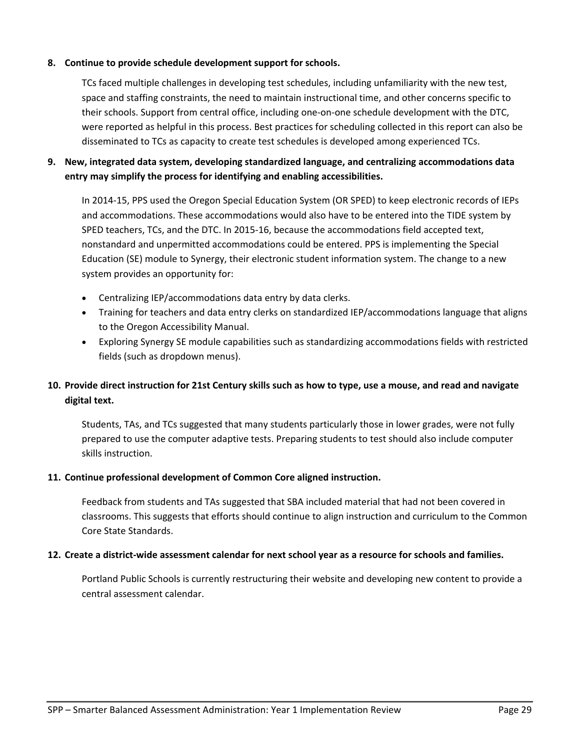8. **Continue to provide schedule development support for schools.**

   TCs faced multiple challenges in developing test schedules, including unfamiliarity with the new test, space and staffing constraints, the need to maintain instructional time, and other concerns specific to their schools. Support from central office, including one-on-one schedule development with the DTC, were reported as helpful in this process. Best practices for scheduling collected in this report can also be disseminated to TCs as capacity to create test schedules is developed among experienced TCs.

9. **New, integrated data system, developing standardized language, and centralizing accommodations data entry may simplify the process for identifying and enabling accessibilities.**

   In 2014-15, PPS used the Oregon Special Education System (OR SPED) to keep electronic records of IEPs and accommodations. These accommodations would also have to be entered into the TIDE system by SPED teachers, TCs, and the DTC. In 2015-16, because the accommodations field accepted text, nonstandard and unpermitted accommodations could be entered. PPS is implementing the Special Education (SE) module to Synergy, their electronic student information system. The change to a new system provides an opportunity for:

   - Centralizing IEP/accommodations data entry by data clerks.
   - Training for teachers and data entry clerks on standardized IEP/accommodations language that aligns to the Oregon Accessibility Manual.
   - Exploring Synergy SE module capabilities such as standardizing accommodations fields with restricted fields (such as dropdown menus).

10. **Provide direct instruction for 21st Century skills such as how to type, use a mouse, and read and navigate digital text.**

    Students, TAs, and TCs suggested that many students particularly those in lower grades, were not fully prepared to use the computer adaptive tests. Preparing students to test should also include computer skills instruction.

11. **Continue professional development of Common Core aligned instruction.**

    Feedback from students and TAs suggested that SBA included material that had not been covered in classrooms. This suggests that efforts should continue to align instruction and curriculum to the Common Core State Standards.

12. **Create a district-wide assessment calendar for next school year as a resource for schools and families.**

    Portland Public Schools is currently restructuring their website and developing new content to provide a central assessment calendar.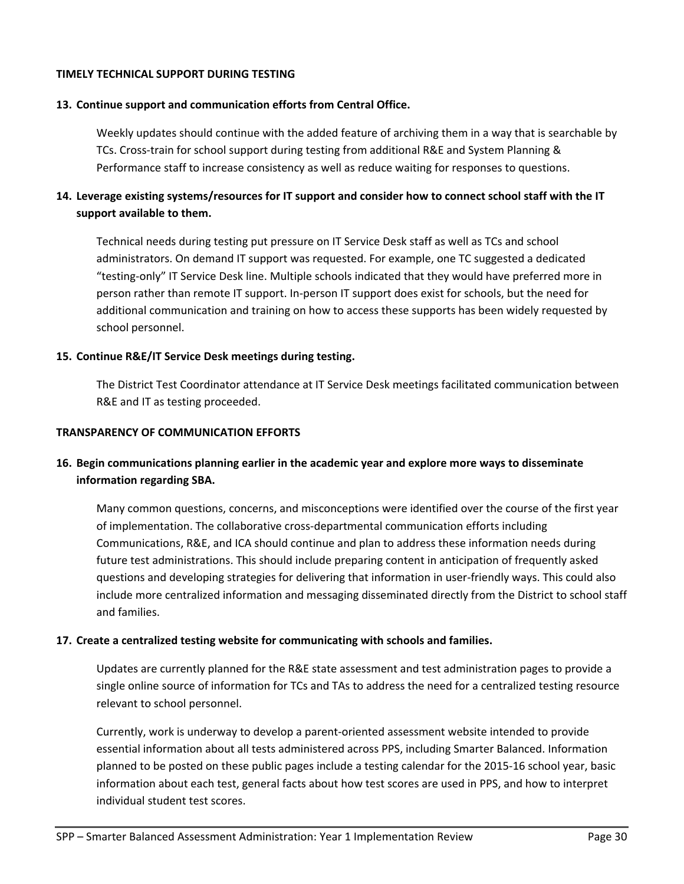**TIMELY TECHNICAL SUPPORT DURING TESTING**

**13. Continue support and communication efforts from Central Office.**

Weekly updates should continue with the added feature of archiving them in a way that is searchable by TCs. Cross-train for school support during testing from additional R&E and System Planning & Performance staff to increase consistency as well as reduce waiting for responses to questions.

**14. Leverage existing systems/resources for IT support and consider how to connect school staff with the IT support available to them.**

Technical needs during testing put pressure on IT Service Desk staff as well as TCs and school administrators. On demand IT support was requested. For example, one TC suggested a dedicated "testing-only" IT Service Desk line. Multiple schools indicated that they would have preferred more in person rather than remote IT support. In-person IT support does exist for schools, but the need for additional communication and training on how to access these supports has been widely requested by school personnel.

**15. Continue R&E/IT Service Desk meetings during testing.**

The District Test Coordinator attendance at IT Service Desk meetings facilitated communication between R&E and IT as testing proceeded.

**TRANSPARENCY OF COMMUNICATION EFFORTS**

**16. Begin communications planning earlier in the academic year and explore more ways to disseminate information regarding SBA.**

Many common questions, concerns, and misconceptions were identified over the course of the first year of implementation. The collaborative cross-departmental communication efforts including Communications, R&E, and ICA should continue and plan to address these information needs during future test administrations. This should include preparing content in anticipation of frequently asked questions and developing strategies for delivering that information in user-friendly ways. This could also include more centralized information and messaging disseminated directly from the District to school staff and families.

**17. Create a centralized testing website for communicating with schools and families.**

Updates are currently planned for the R&E state assessment and test administration pages to provide a single online source of information for TCs and TAs to address the need for a centralized testing resource relevant to school personnel.

Currently, work is underway to develop a parent-oriented assessment website intended to provide essential information about all tests administered across PPS, including Smarter Balanced. Information planned to be posted on these public pages include a testing calendar for the 2015-16 school year, basic information about each test, general facts about how test scores are used in PPS, and how to interpret individual student test scores.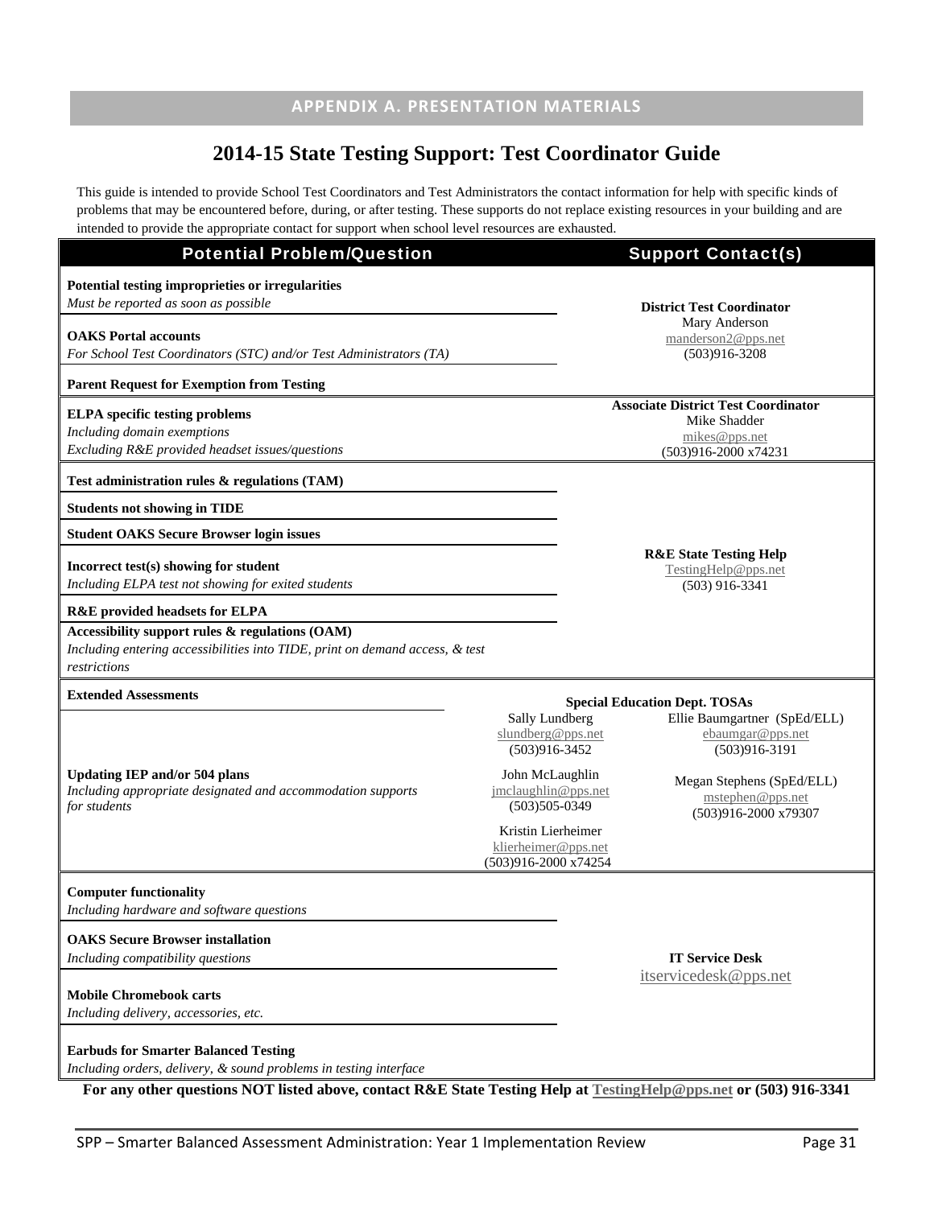## APPENDIX A. PRESENTATION MATERIALS

# 2014-15 State Testing Support: Test Coordinator Guide

This guide is intended to provide School Test Coordinators and Test Administrators the contact information for help with specific kinds of problems that may be encountered before, during, or after testing. These supports do not replace existing resources in your building and are intended to provide the appropriate contact for support when school level resources are exhausted.

| Potential Problem/Question | Support Contact(s) |
|---|---|
| **Potential testing improprieties or irregularities**<br>*Must be reported as soon as possible*<br><br>**OAKS Portal accounts**<br>*For School Test Coordinators (STC) and/or Test Administrators (TA)*<br><br>**Parent Request for Exemption from Testing** | **District Test Coordinator**<br>Mary Anderson<br>manderson2@pps.net<br>(503)916-3208 |
| **ELPA specific testing problems**<br>*Including domain exemptions*<br>*Excluding R&E provided headset issues/questions* | **Associate District Test Coordinator**<br>Mike Shadder<br>mikes@pps.net<br>(503)916-2000 x74231 |
| **Test administration rules & regulations (TAM)**<br><br>**Students not showing in TIDE**<br><br>**Student OAKS Secure Browser login issues**<br><br>**Incorrect test(s) showing for student**<br>*Including ELPA test not showing for exited students*<br><br>**R&E provided headsets for ELPA**<br><br>**Accessibility support rules & regulations (OAM)**<br>*Including entering accessibilities into TIDE, print on demand access, & test restrictions* | **R&E State Testing Help**<br>TestingHelp@pps.net<br>(503) 916-3341 |
| **Extended Assessments**<br><br>**Updating IEP and/or 504 plans**<br>*Including appropriate designated and accommodation supports for students* | **Special Education Dept. TOSAs**<br>Sally Lundberg<br>slundberg@pps.net<br>(503)916-3452<br><br>John McLaughlin<br>jmclaughlin@pps.net<br>(503)505-0349<br><br>Kristin Lierheimer<br>klierheimer@pps.net<br>(503)916-2000 x74254<br><br>Ellie Baumgartner (SpEd/ELL)<br>ebaumgar@pps.net<br>(503)916-3191<br><br>Megan Stephens (SpEd/ELL)<br>mstephen@pps.net<br>(503)916-2000 x79307 |
| **Computer functionality**<br>*Including hardware and software questions*<br><br>**OAKS Secure Browser installation**<br>*Including compatibility questions*<br><br>**Mobile Chromebook carts**<br>*Including delivery, accessories, etc.*<br><br>**Earbuds for Smarter Balanced Testing**<br>*Including orders, delivery, & sound problems in testing interface* | **IT Service Desk**<br>itservicedesk@pps.net |

**For any other questions NOT listed above, contact R&E State Testing Help at TestingHelp@pps.net or (503) 916-3341**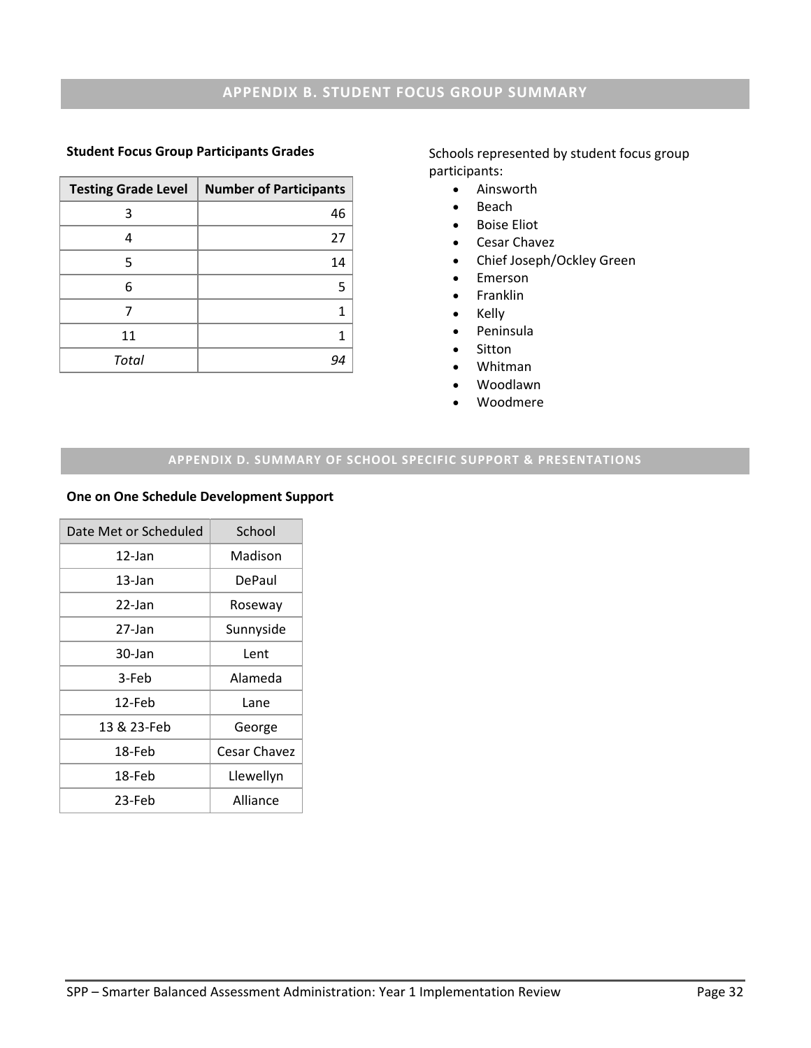## APPENDIX B. STUDENT FOCUS GROUP SUMMARY

**Student Focus Group Participants Grades**

| Testing Grade Level | Number of Participants |
|---|---|
| 3 | 46 |
| 4 | 27 |
| 5 | 14 |
| 6 | 5 |
| 7 | 1 |
| 11 | 1 |
| *Total* | *94* |

Schools represented by student focus group participants:

- Ainsworth
- Beach
- Boise Eliot
- Cesar Chavez
- Chief Joseph/Ockley Green
- Emerson
- Franklin
- Kelly
- Peninsula
- Sitton
- Whitman
- Woodlawn
- Woodmere

## APPENDIX D. SUMMARY OF SCHOOL SPECIFIC SUPPORT & PRESENTATIONS

**One on One Schedule Development Support**

| Date Met or Scheduled | School |
|---|---|
| 12-Jan | Madison |
| 13-Jan | DePaul |
| 22-Jan | Roseway |
| 27-Jan | Sunnyside |
| 30-Jan | Lent |
| 3-Feb | Alameda |
| 12-Feb | Lane |
| 13 & 23-Feb | George |
| 18-Feb | Cesar Chavez |
| 18-Feb | Llewellyn |
| 23-Feb | Alliance |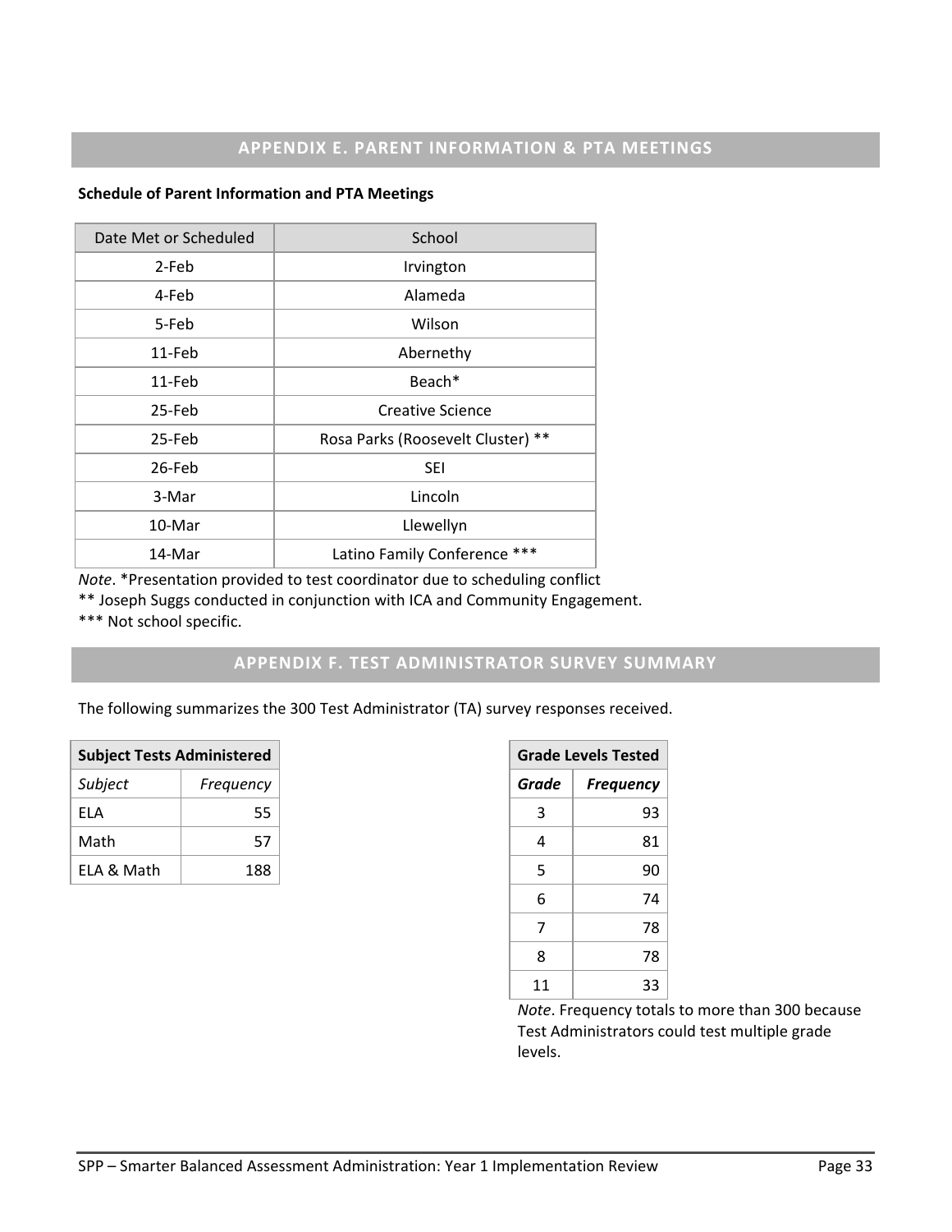## APPENDIX E. PARENT INFORMATION & PTA MEETINGS

**Schedule of Parent Information and PTA Meetings**

| Date Met or Scheduled | School |
|---|---|
| 2-Feb | Irvington |
| 4-Feb | Alameda |
| 5-Feb | Wilson |
| 11-Feb | Abernethy |
| 11-Feb | Beach* |
| 25-Feb | Creative Science |
| 25-Feb | Rosa Parks (Roosevelt Cluster) ** |
| 26-Feb | SEI |
| 3-Mar | Lincoln |
| 10-Mar | Llewellyn |
| 14-Mar | Latino Family Conference *** |

*Note*. *Presentation provided to test coordinator due to scheduling conflict
** Joseph Suggs conducted in conjunction with ICA and Community Engagement.
*** Not school specific.

## APPENDIX F. TEST ADMINISTRATOR SURVEY SUMMARY

The following summarizes the 300 Test Administrator (TA) survey responses received.

| **Subject Tests Administered** | |
|---|---|
| *Subject* | *Frequency* |
| ELA | 55 |
| Math | 57 |
| ELA & Math | 188 |

| **Grade Levels Tested** | |
|---|---|
| ***Grade*** | ***Frequency*** |
| 3 | 93 |
| 4 | 81 |
| 5 | 90 |
| 6 | 74 |
| 7 | 78 |
| 8 | 78 |
| 11 | 33 |

*Note*. Frequency totals to more than 300 because Test Administrators could test multiple grade levels.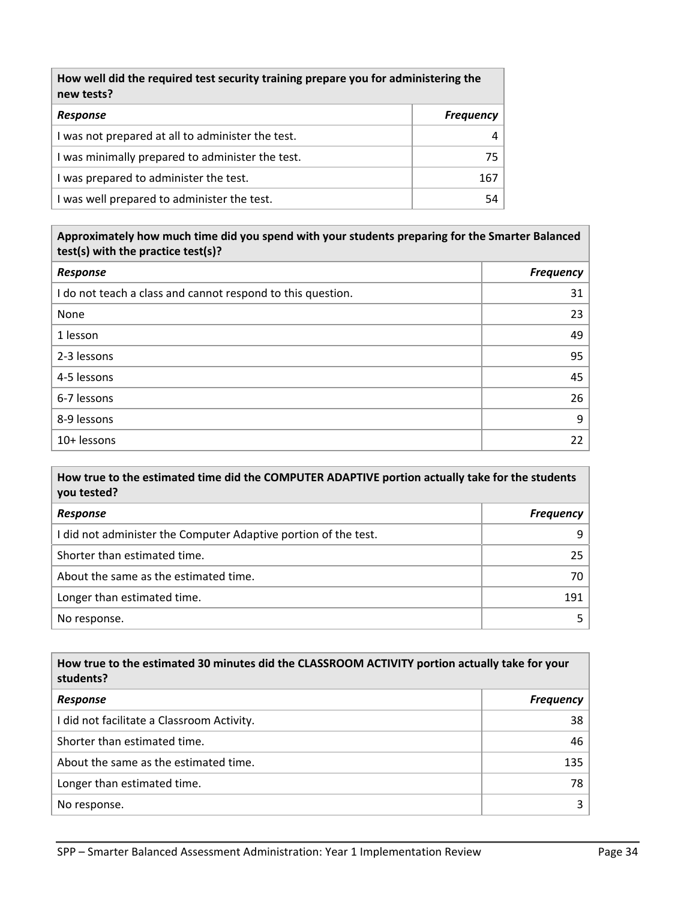| How well did the required test security training prepare you for administering the new tests? | |
|---|---|
| ***Response*** | ***Frequency*** |
| I was not prepared at all to administer the test. | 4 |
| I was minimally prepared to administer the test. | 75 |
| I was prepared to administer the test. | 167 |
| I was well prepared to administer the test. | 54 |

| Approximately how much time did you spend with your students preparing for the Smarter Balanced test(s) with the practice test(s)? | |
|---|---|
| ***Response*** | ***Frequency*** |
| I do not teach a class and cannot respond to this question. | 31 |
| None | 23 |
| 1 lesson | 49 |
| 2-3 lessons | 95 |
| 4-5 lessons | 45 |
| 6-7 lessons | 26 |
| 8-9 lessons | 9 |
| 10+ lessons | 22 |

| How true to the estimated time did the COMPUTER ADAPTIVE portion actually take for the students you tested? | |
|---|---|
| ***Response*** | ***Frequency*** |
| I did not administer the Computer Adaptive portion of the test. | 9 |
| Shorter than estimated time. | 25 |
| About the same as the estimated time. | 70 |
| Longer than estimated time. | 191 |
| No response. | 5 |

| How true to the estimated 30 minutes did the CLASSROOM ACTIVITY portion actually take for your students? | |
|---|---|
| ***Response*** | ***Frequency*** |
| I did not facilitate a Classroom Activity. | 38 |
| Shorter than estimated time. | 46 |
| About the same as the estimated time. | 135 |
| Longer than estimated time. | 78 |
| No response. | 3 |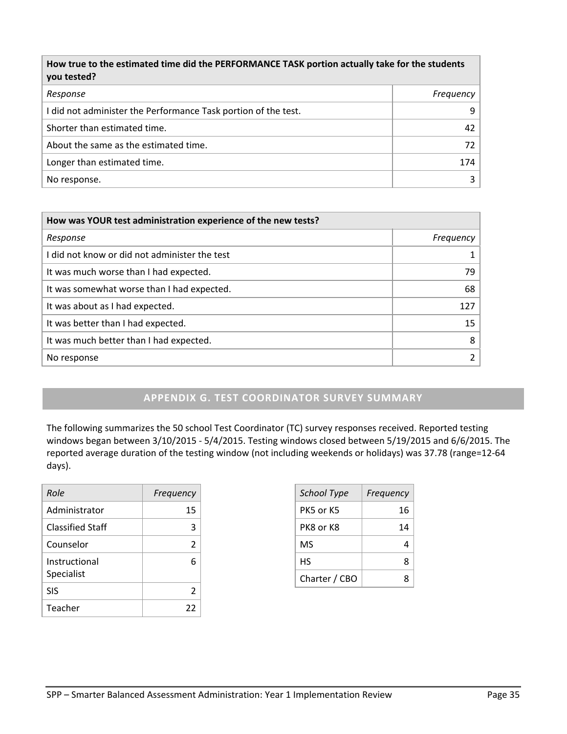| How true to the estimated time did the PERFORMANCE TASK portion actually take for the students you tested? | |
|---|---|
| *Response* | *Frequency* |
| I did not administer the Performance Task portion of the test. | 9 |
| Shorter than estimated time. | 42 |
| About the same as the estimated time. | 72 |
| Longer than estimated time. | 174 |
| No response. | 3 |

| How was YOUR test administration experience of the new tests? | |
|---|---|
| *Response* | *Frequency* |
| I did not know or did not administer the test | 1 |
| It was much worse than I had expected. | 79 |
| It was somewhat worse than I had expected. | 68 |
| It was about as I had expected. | 127 |
| It was better than I had expected. | 15 |
| It was much better than I had expected. | 8 |
| No response | 2 |

## APPENDIX G. TEST COORDINATOR SURVEY SUMMARY

The following summarizes the 50 school Test Coordinator (TC) survey responses received. Reported testing windows began between 3/10/2015 - 5/4/2015. Testing windows closed between 5/19/2015 and 6/6/2015. The reported average duration of the testing window (not including weekends or holidays) was 37.78 (range=12-64 days).

| *Role* | *Frequency* |
|---|---|
| Administrator | 15 |
| Classified Staff | 3 |
| Counselor | 2 |
| Instructional Specialist | 6 |
| SIS | 2 |
| Teacher | 22 |

| *School Type* | *Frequency* |
|---|---|
| PK5 or K5 | 16 |
| PK8 or K8 | 14 |
| MS | 4 |
| HS | 8 |
| Charter / CBO | 8 |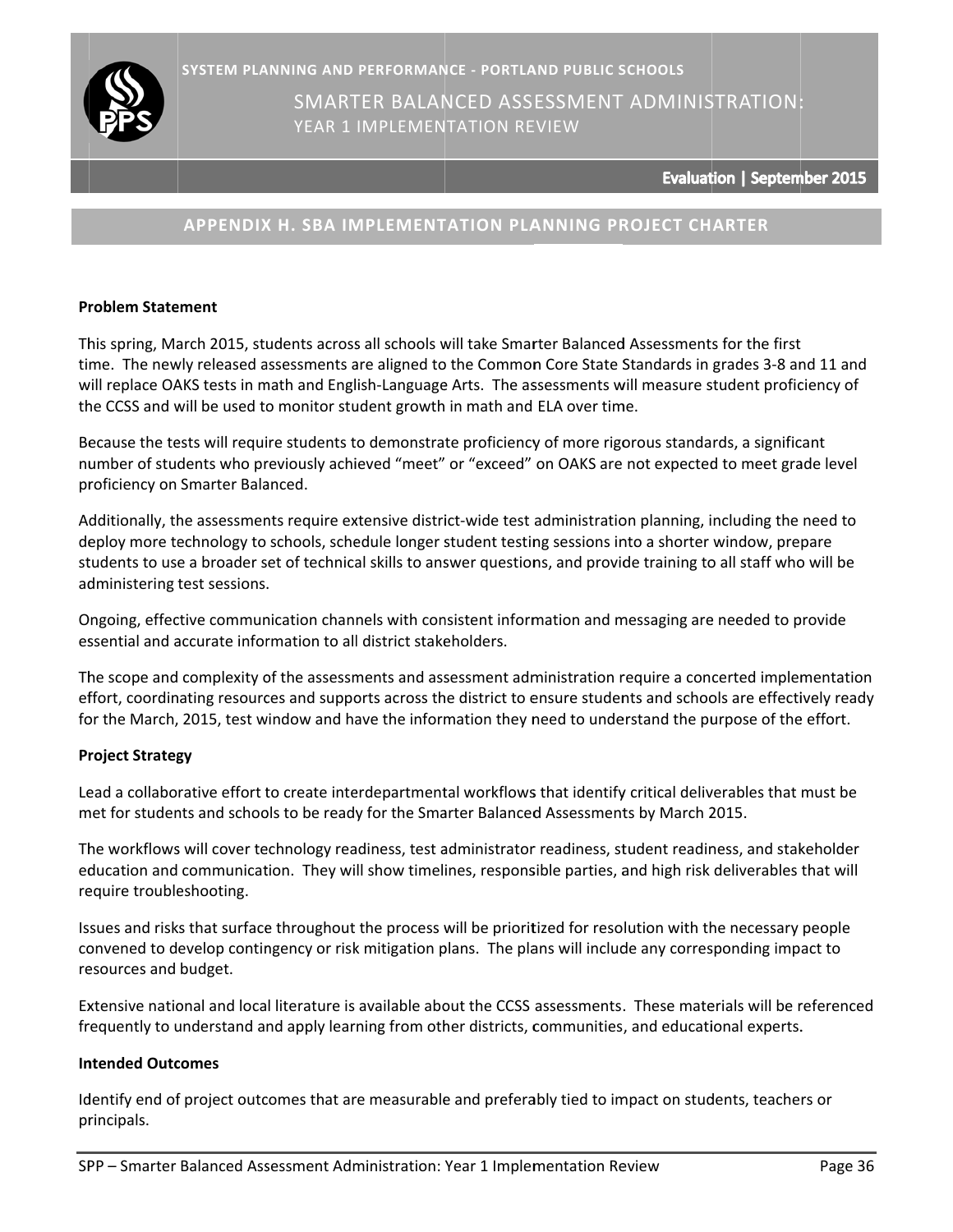## APPENDIX H. SBA IMPLEMENTATION PLANNING PROJECT CHARTER

**Problem Statement**

This spring, March 2015, students across all schools will take Smarter Balanced Assessments for the first time. The newly released assessments are aligned to the Common Core State Standards in grades 3-8 and 11 and will replace OAKS tests in math and English-Language Arts. The assessments will measure student proficiency of the CCSS and will be used to monitor student growth in math and ELA over time.

Because the tests will require students to demonstrate proficiency of more rigorous standards, a significant number of students who previously achieved "meet" or "exceed" on OAKS are not expected to meet grade level proficiency on Smarter Balanced.

Additionally, the assessments require extensive district-wide test administration planning, including the need to deploy more technology to schools, schedule longer student testing sessions into a shorter window, prepare students to use a broader set of technical skills to answer questions, and provide training to all staff who will be administering test sessions.

Ongoing, effective communication channels with consistent information and messaging are needed to provide essential and accurate information to all district stakeholders.

The scope and complexity of the assessments and assessment administration require a concerted implementation effort, coordinating resources and supports across the district to ensure students and schools are effectively ready for the March, 2015, test window and have the information they need to understand the purpose of the effort.

**Project Strategy**

Lead a collaborative effort to create interdepartmental workflows that identify critical deliverables that must be met for students and schools to be ready for the Smarter Balanced Assessments by March 2015.

The workflows will cover technology readiness, test administrator readiness, student readiness, and stakeholder education and communication. They will show timelines, responsible parties, and high risk deliverables that will require troubleshooting.

Issues and risks that surface throughout the process will be prioritized for resolution with the necessary people convened to develop contingency or risk mitigation plans. The plans will include any corresponding impact to resources and budget.

Extensive national and local literature is available about the CCSS assessments. These materials will be referenced frequently to understand and apply learning from other districts, communities, and educational experts.

**Intended Outcomes**

Identify end of project outcomes that are measurable and preferably tied to impact on students, teachers or principals.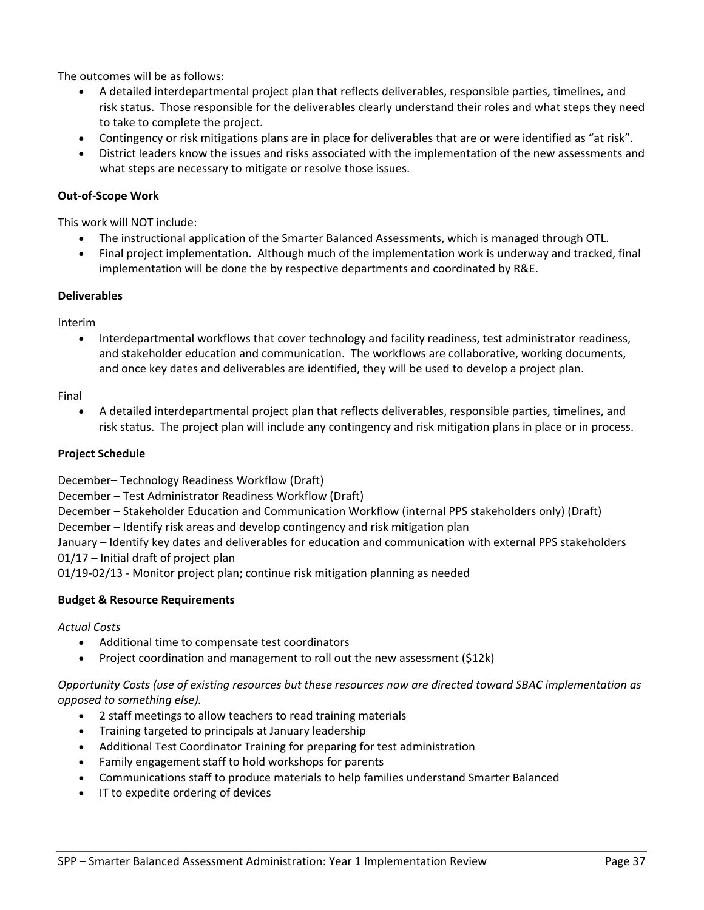The outcomes will be as follows:

- A detailed interdepartmental project plan that reflects deliverables, responsible parties, timelines, and risk status. Those responsible for the deliverables clearly understand their roles and what steps they need to take to complete the project.
- Contingency or risk mitigations plans are in place for deliverables that are or were identified as "at risk".
- District leaders know the issues and risks associated with the implementation of the new assessments and what steps are necessary to mitigate or resolve those issues.

**Out-of-Scope Work**

This work will NOT include:

- The instructional application of the Smarter Balanced Assessments, which is managed through OTL.
- Final project implementation. Although much of the implementation work is underway and tracked, final implementation will be done the by respective departments and coordinated by R&E.

**Deliverables**

Interim

- Interdepartmental workflows that cover technology and facility readiness, test administrator readiness, and stakeholder education and communication. The workflows are collaborative, working documents, and once key dates and deliverables are identified, they will be used to develop a project plan.

Final

- A detailed interdepartmental project plan that reflects deliverables, responsible parties, timelines, and risk status. The project plan will include any contingency and risk mitigation plans in place or in process.

**Project Schedule**

December– Technology Readiness Workflow (Draft)
December – Test Administrator Readiness Workflow (Draft)
December – Stakeholder Education and Communication Workflow (internal PPS stakeholders only) (Draft)
December – Identify risk areas and develop contingency and risk mitigation plan
January – Identify key dates and deliverables for education and communication with external PPS stakeholders
01/17 – Initial draft of project plan
01/19-02/13 - Monitor project plan; continue risk mitigation planning as needed

**Budget & Resource Requirements**

*Actual Costs*

- Additional time to compensate test coordinators
- Project coordination and management to roll out the new assessment ($12k)

*Opportunity Costs (use of existing resources but these resources now are directed toward SBAC implementation as opposed to something else).*

- 2 staff meetings to allow teachers to read training materials
- Training targeted to principals at January leadership
- Additional Test Coordinator Training for preparing for test administration
- Family engagement staff to hold workshops for parents
- Communications staff to produce materials to help families understand Smarter Balanced
- IT to expedite ordering of devices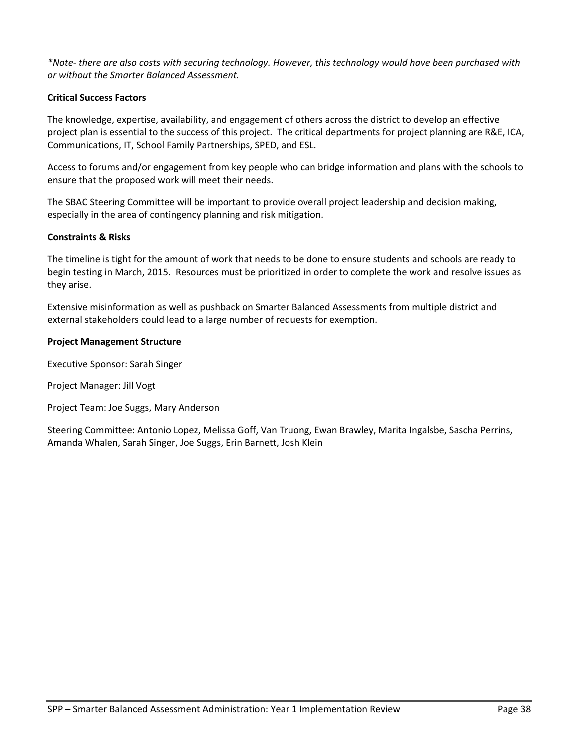*\*Note- there are also costs with securing technology. However, this technology would have been purchased with or without the Smarter Balanced Assessment.*

**Critical Success Factors**

The knowledge, expertise, availability, and engagement of others across the district to develop an effective project plan is essential to the success of this project. The critical departments for project planning are R&E, ICA, Communications, IT, School Family Partnerships, SPED, and ESL.

Access to forums and/or engagement from key people who can bridge information and plans with the schools to ensure that the proposed work will meet their needs.

The SBAC Steering Committee will be important to provide overall project leadership and decision making, especially in the area of contingency planning and risk mitigation.

**Constraints & Risks**

The timeline is tight for the amount of work that needs to be done to ensure students and schools are ready to begin testing in March, 2015. Resources must be prioritized in order to complete the work and resolve issues as they arise.

Extensive misinformation as well as pushback on Smarter Balanced Assessments from multiple district and external stakeholders could lead to a large number of requests for exemption.

**Project Management Structure**

Executive Sponsor: Sarah Singer

Project Manager: Jill Vogt

Project Team: Joe Suggs, Mary Anderson

Steering Committee: Antonio Lopez, Melissa Goff, Van Truong, Ewan Brawley, Marita Ingalsbe, Sascha Perrins, Amanda Whalen, Sarah Singer, Joe Suggs, Erin Barnett, Josh Klein